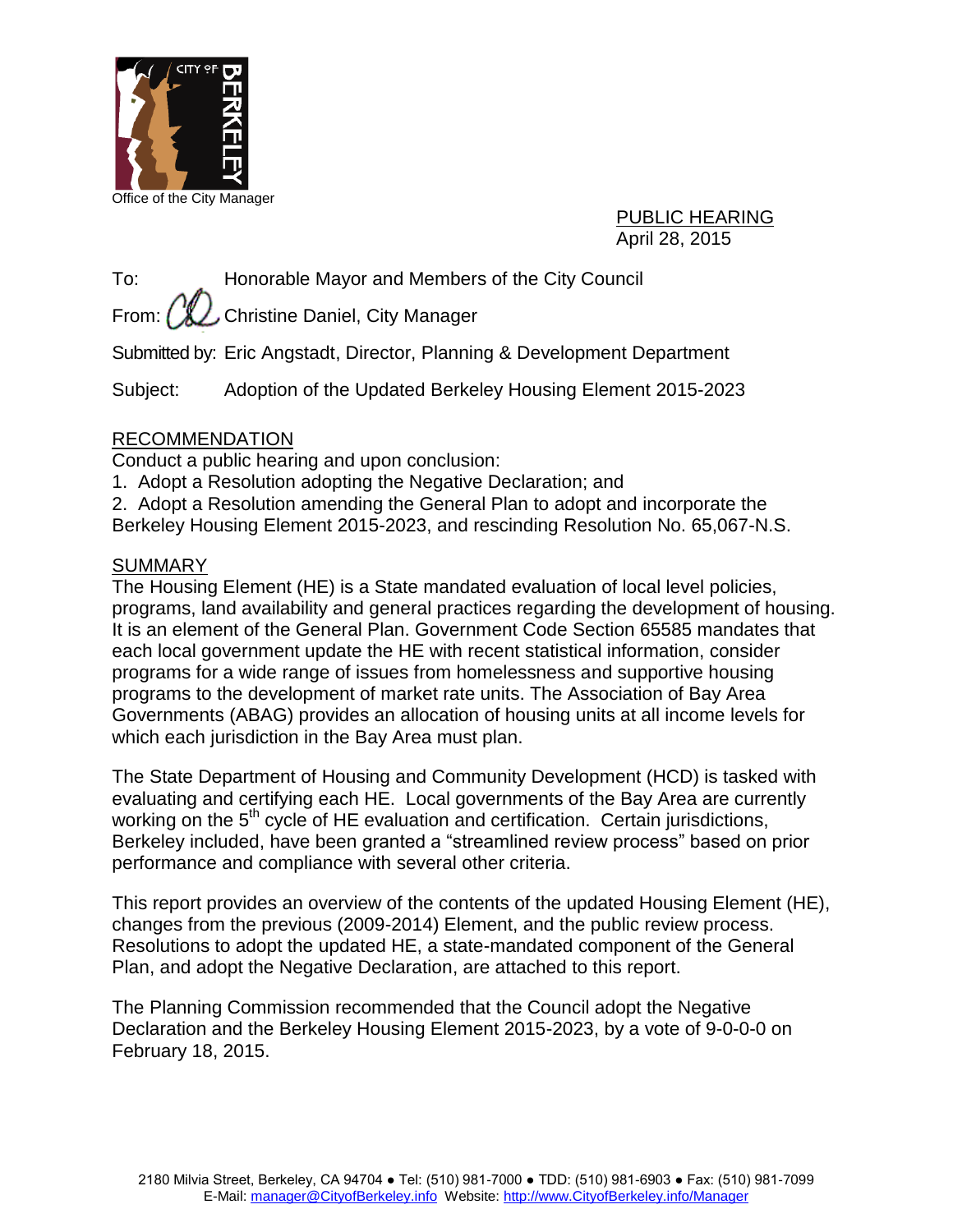Office of the City Manager

PUBLIC HEARING
April 28, 2015

To: Honorable Mayor and Members of the City Council

From: Christine Daniel, City Manager

Submitted by: Eric Angstadt, Director, Planning & Development Department

Subject: Adoption of the Updated Berkeley Housing Element 2015-2023

## RECOMMENDATION

Conduct a public hearing and upon conclusion:

1. Adopt a Resolution adopting the Negative Declaration; and
2. Adopt a Resolution amending the General Plan to adopt and incorporate the Berkeley Housing Element 2015-2023, and rescinding Resolution No. 65,067-N.S.

## SUMMARY

The Housing Element (HE) is a State mandated evaluation of local level policies, programs, land availability and general practices regarding the development of housing. It is an element of the General Plan. Government Code Section 65585 mandates that each local government update the HE with recent statistical information, consider programs for a wide range of issues from homelessness and supportive housing programs to the development of market rate units. The Association of Bay Area Governments (ABAG) provides an allocation of housing units at all income levels for which each jurisdiction in the Bay Area must plan.

The State Department of Housing and Community Development (HCD) is tasked with evaluating and certifying each HE. Local governments of the Bay Area are currently working on the 5th cycle of HE evaluation and certification. Certain jurisdictions, Berkeley included, have been granted a "streamlined review process" based on prior performance and compliance with several other criteria.

This report provides an overview of the contents of the updated Housing Element (HE), changes from the previous (2009-2014) Element, and the public review process. Resolutions to adopt the updated HE, a state-mandated component of the General Plan, and adopt the Negative Declaration, are attached to this report.

The Planning Commission recommended that the Council adopt the Negative Declaration and the Berkeley Housing Element 2015-2023, by a vote of 9-0-0-0 on February 18, 2015.

2180 Milvia Street, Berkeley, CA 94704 ● Tel: (510) 981-7000 ● TDD: (510) 981-6903 ● Fax: (510) 981-7099
E-Mail: manager@CityofBerkeley.info Website: http://www.CityofBerkeley.info/Manager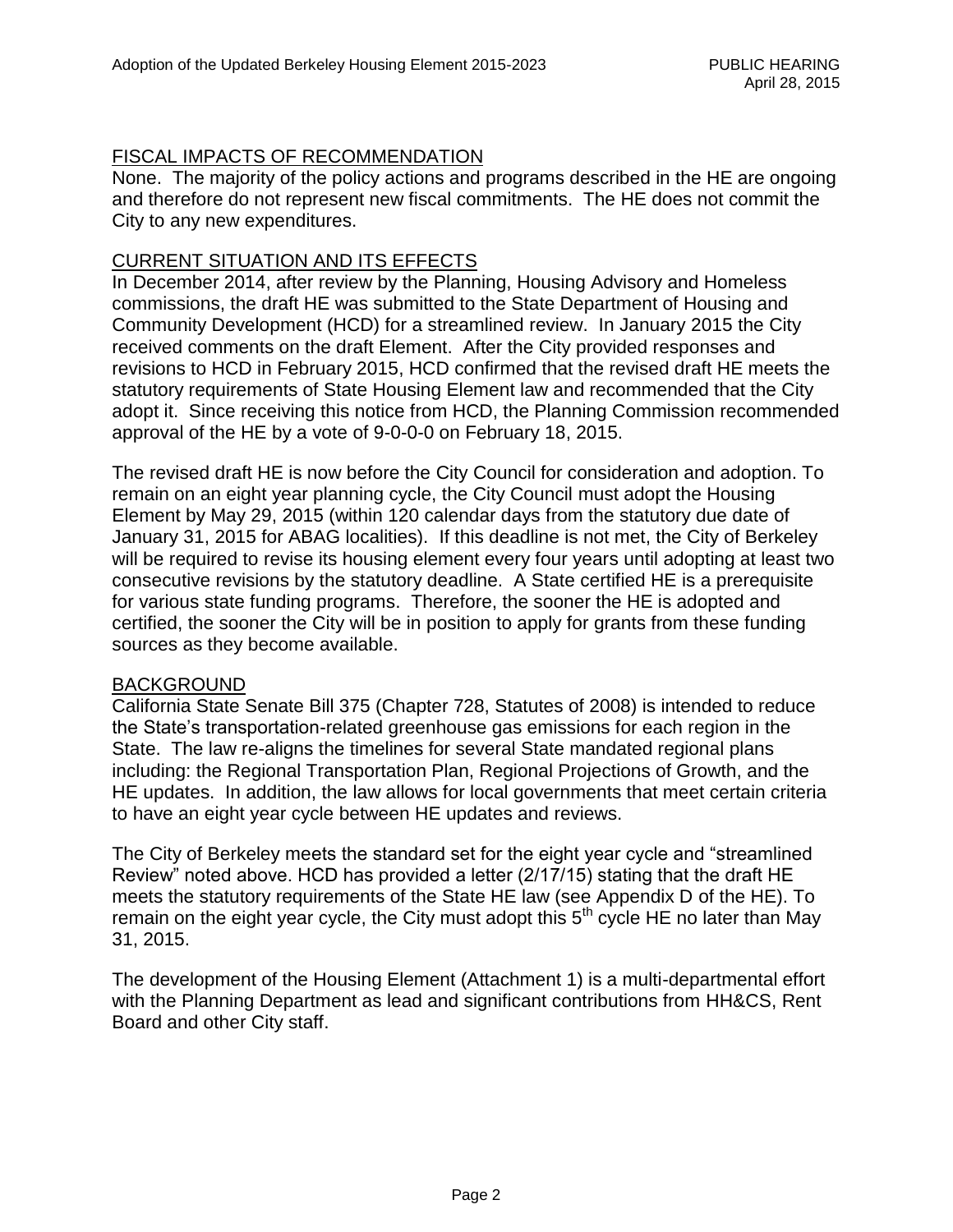## FISCAL IMPACTS OF RECOMMENDATION

None. The majority of the policy actions and programs described in the HE are ongoing and therefore do not represent new fiscal commitments. The HE does not commit the City to any new expenditures.

## CURRENT SITUATION AND ITS EFFECTS

In December 2014, after review by the Planning, Housing Advisory and Homeless commissions, the draft HE was submitted to the State Department of Housing and Community Development (HCD) for a streamlined review. In January 2015 the City received comments on the draft Element. After the City provided responses and revisions to HCD in February 2015, HCD confirmed that the revised draft HE meets the statutory requirements of State Housing Element law and recommended that the City adopt it. Since receiving this notice from HCD, the Planning Commission recommended approval of the HE by a vote of 9-0-0-0 on February 18, 2015.

The revised draft HE is now before the City Council for consideration and adoption. To remain on an eight year planning cycle, the City Council must adopt the Housing Element by May 29, 2015 (within 120 calendar days from the statutory due date of January 31, 2015 for ABAG localities). If this deadline is not met, the City of Berkeley will be required to revise its housing element every four years until adopting at least two consecutive revisions by the statutory deadline. A State certified HE is a prerequisite for various state funding programs. Therefore, the sooner the HE is adopted and certified, the sooner the City will be in position to apply for grants from these funding sources as they become available.

## BACKGROUND

California State Senate Bill 375 (Chapter 728, Statutes of 2008) is intended to reduce the State's transportation-related greenhouse gas emissions for each region in the State. The law re-aligns the timelines for several State mandated regional plans including: the Regional Transportation Plan, Regional Projections of Growth, and the HE updates. In addition, the law allows for local governments that meet certain criteria to have an eight year cycle between HE updates and reviews.

The City of Berkeley meets the standard set for the eight year cycle and "streamlined Review" noted above. HCD has provided a letter (2/17/15) stating that the draft HE meets the statutory requirements of the State HE law (see Appendix D of the HE). To remain on the eight year cycle, the City must adopt this 5th cycle HE no later than May 31, 2015.

The development of the Housing Element (Attachment 1) is a multi-departmental effort with the Planning Department as lead and significant contributions from HH&CS, Rent Board and other City staff.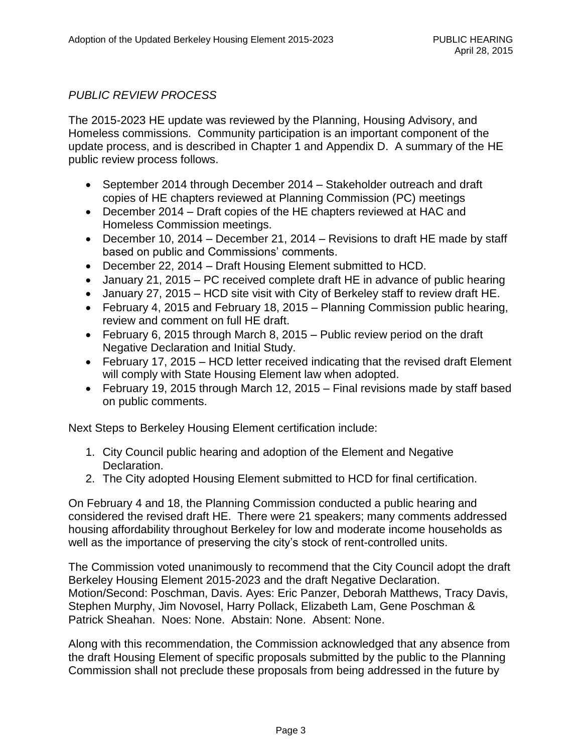*PUBLIC REVIEW PROCESS*

The 2015-2023 HE update was reviewed by the Planning, Housing Advisory, and Homeless commissions. Community participation is an important component of the update process, and is described in Chapter 1 and Appendix D. A summary of the HE public review process follows.

- September 2014 through December 2014 – Stakeholder outreach and draft copies of HE chapters reviewed at Planning Commission (PC) meetings
- December 2014 – Draft copies of the HE chapters reviewed at HAC and Homeless Commission meetings.
- December 10, 2014 – December 21, 2014 – Revisions to draft HE made by staff based on public and Commissions' comments.
- December 22, 2014 – Draft Housing Element submitted to HCD.
- January 21, 2015 – PC received complete draft HE in advance of public hearing
- January 27, 2015 – HCD site visit with City of Berkeley staff to review draft HE.
- February 4, 2015 and February 18, 2015 – Planning Commission public hearing, review and comment on full HE draft.
- February 6, 2015 through March 8, 2015 – Public review period on the draft Negative Declaration and Initial Study.
- February 17, 2015 – HCD letter received indicating that the revised draft Element will comply with State Housing Element law when adopted.
- February 19, 2015 through March 12, 2015 – Final revisions made by staff based on public comments.

Next Steps to Berkeley Housing Element certification include:

1. City Council public hearing and adoption of the Element and Negative Declaration.
2. The City adopted Housing Element submitted to HCD for final certification.

On February 4 and 18, the Planning Commission conducted a public hearing and considered the revised draft HE. There were 21 speakers; many comments addressed housing affordability throughout Berkeley for low and moderate income households as well as the importance of preserving the city's stock of rent-controlled units.

The Commission voted unanimously to recommend that the City Council adopt the draft Berkeley Housing Element 2015-2023 and the draft Negative Declaration. Motion/Second: Poschman, Davis. Ayes: Eric Panzer, Deborah Matthews, Tracy Davis, Stephen Murphy, Jim Novosel, Harry Pollack, Elizabeth Lam, Gene Poschman & Patrick Sheahan. Noes: None. Abstain: None. Absent: None.

Along with this recommendation, the Commission acknowledged that any absence from the draft Housing Element of specific proposals submitted by the public to the Planning Commission shall not preclude these proposals from being addressed in the future by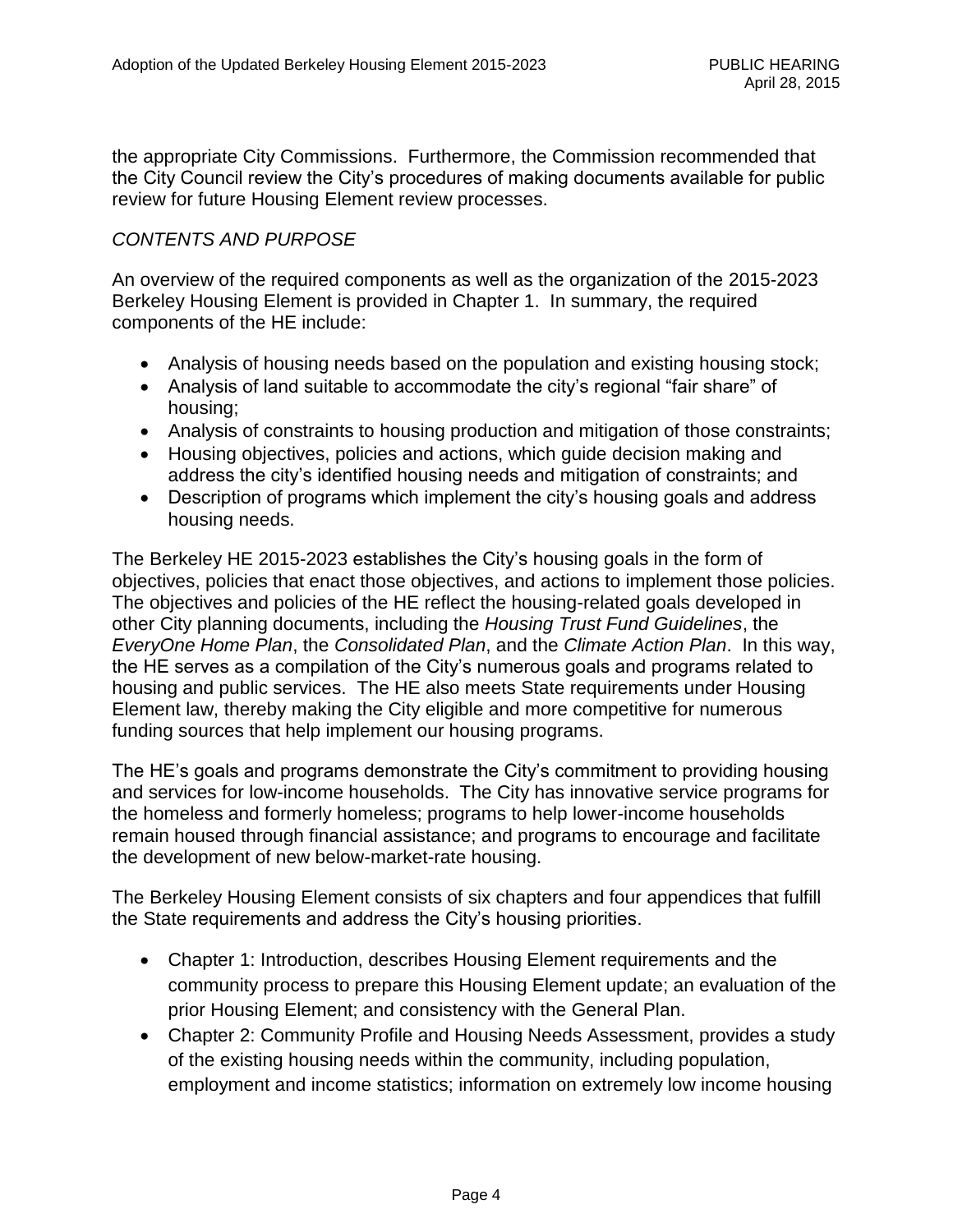the appropriate City Commissions. Furthermore, the Commission recommended that the City Council review the City's procedures of making documents available for public review for future Housing Element review processes.

*CONTENTS AND PURPOSE*

An overview of the required components as well as the organization of the 2015-2023 Berkeley Housing Element is provided in Chapter 1. In summary, the required components of the HE include:

- Analysis of housing needs based on the population and existing housing stock;
- Analysis of land suitable to accommodate the city's regional "fair share" of housing;
- Analysis of constraints to housing production and mitigation of those constraints;
- Housing objectives, policies and actions, which guide decision making and address the city's identified housing needs and mitigation of constraints; and
- Description of programs which implement the city's housing goals and address housing needs.

The Berkeley HE 2015-2023 establishes the City's housing goals in the form of objectives, policies that enact those objectives, and actions to implement those policies. The objectives and policies of the HE reflect the housing-related goals developed in other City planning documents, including the *Housing Trust Fund Guidelines*, the *EveryOne Home Plan*, the *Consolidated Plan*, and the *Climate Action Plan*. In this way, the HE serves as a compilation of the City's numerous goals and programs related to housing and public services. The HE also meets State requirements under Housing Element law, thereby making the City eligible and more competitive for numerous funding sources that help implement our housing programs.

The HE's goals and programs demonstrate the City's commitment to providing housing and services for low-income households. The City has innovative service programs for the homeless and formerly homeless; programs to help lower-income households remain housed through financial assistance; and programs to encourage and facilitate the development of new below-market-rate housing.

The Berkeley Housing Element consists of six chapters and four appendices that fulfill the State requirements and address the City's housing priorities.

- Chapter 1: Introduction, describes Housing Element requirements and the community process to prepare this Housing Element update; an evaluation of the prior Housing Element; and consistency with the General Plan.
- Chapter 2: Community Profile and Housing Needs Assessment, provides a study of the existing housing needs within the community, including population, employment and income statistics; information on extremely low income housing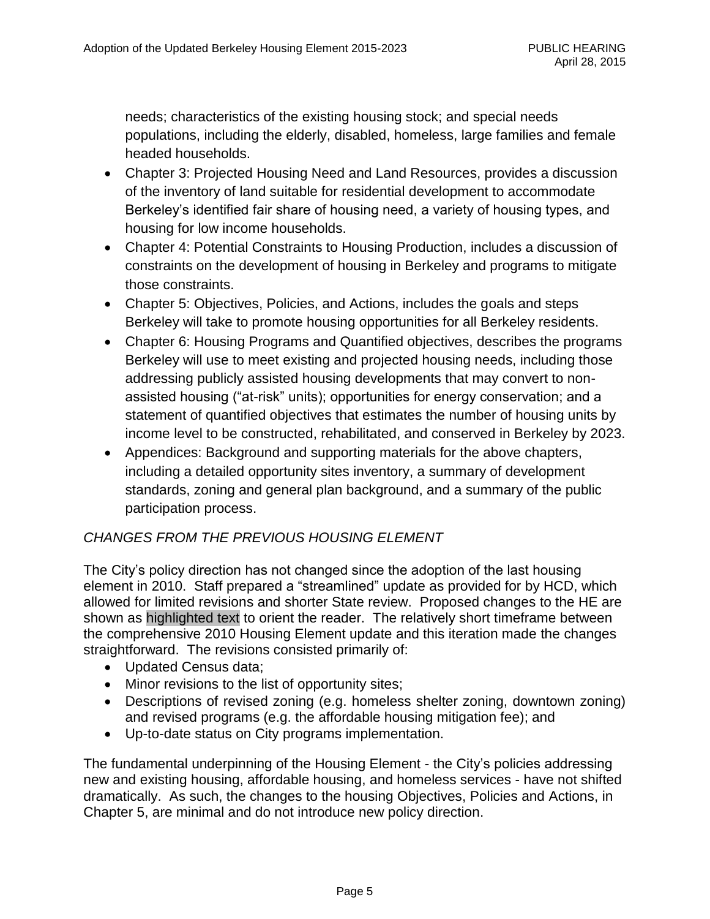needs; characteristics of the existing housing stock; and special needs populations, including the elderly, disabled, homeless, large families and female headed households.

- Chapter 3: Projected Housing Need and Land Resources, provides a discussion of the inventory of land suitable for residential development to accommodate Berkeley's identified fair share of housing need, a variety of housing types, and housing for low income households.
- Chapter 4: Potential Constraints to Housing Production, includes a discussion of constraints on the development of housing in Berkeley and programs to mitigate those constraints.
- Chapter 5: Objectives, Policies, and Actions, includes the goals and steps Berkeley will take to promote housing opportunities for all Berkeley residents.
- Chapter 6: Housing Programs and Quantified objectives, describes the programs Berkeley will use to meet existing and projected housing needs, including those addressing publicly assisted housing developments that may convert to non-assisted housing ("at-risk" units); opportunities for energy conservation; and a statement of quantified objectives that estimates the number of housing units by income level to be constructed, rehabilitated, and conserved in Berkeley by 2023.
- Appendices: Background and supporting materials for the above chapters, including a detailed opportunity sites inventory, a summary of development standards, zoning and general plan background, and a summary of the public participation process.

*CHANGES FROM THE PREVIOUS HOUSING ELEMENT*

The City's policy direction has not changed since the adoption of the last housing element in 2010. Staff prepared a "streamlined" update as provided for by HCD, which allowed for limited revisions and shorter State review. Proposed changes to the HE are shown as highlighted text to orient the reader. The relatively short timeframe between the comprehensive 2010 Housing Element update and this iteration made the changes straightforward. The revisions consisted primarily of:

- Updated Census data;
- Minor revisions to the list of opportunity sites;
- Descriptions of revised zoning (e.g. homeless shelter zoning, downtown zoning) and revised programs (e.g. the affordable housing mitigation fee); and
- Up-to-date status on City programs implementation.

The fundamental underpinning of the Housing Element - the City's policies addressing new and existing housing, affordable housing, and homeless services - have not shifted dramatically. As such, the changes to the housing Objectives, Policies and Actions, in Chapter 5, are minimal and do not introduce new policy direction.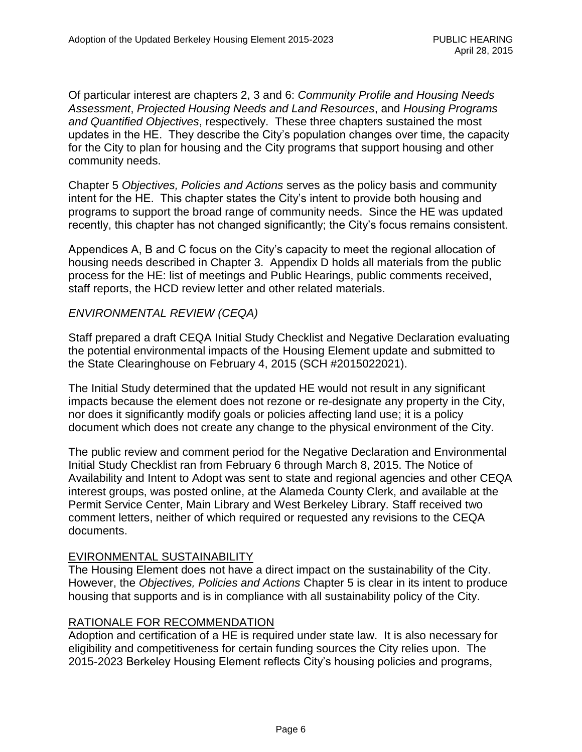Of particular interest are chapters 2, 3 and 6: *Community Profile and Housing Needs Assessment*, *Projected Housing Needs and Land Resources*, and *Housing Programs and Quantified Objectives*, respectively. These three chapters sustained the most updates in the HE. They describe the City's population changes over time, the capacity for the City to plan for housing and the City programs that support housing and other community needs.

Chapter 5 *Objectives, Policies and Actions* serves as the policy basis and community intent for the HE. This chapter states the City's intent to provide both housing and programs to support the broad range of community needs. Since the HE was updated recently, this chapter has not changed significantly; the City's focus remains consistent.

Appendices A, B and C focus on the City's capacity to meet the regional allocation of housing needs described in Chapter 3. Appendix D holds all materials from the public process for the HE: list of meetings and Public Hearings, public comments received, staff reports, the HCD review letter and other related materials.

*ENVIRONMENTAL REVIEW (CEQA)*

Staff prepared a draft CEQA Initial Study Checklist and Negative Declaration evaluating the potential environmental impacts of the Housing Element update and submitted to the State Clearinghouse on February 4, 2015 (SCH #2015022021).

The Initial Study determined that the updated HE would not result in any significant impacts because the element does not rezone or re-designate any property in the City, nor does it significantly modify goals or policies affecting land use; it is a policy document which does not create any change to the physical environment of the City.

The public review and comment period for the Negative Declaration and Environmental Initial Study Checklist ran from February 6 through March 8, 2015. The Notice of Availability and Intent to Adopt was sent to state and regional agencies and other CEQA interest groups, was posted online, at the Alameda County Clerk, and available at the Permit Service Center, Main Library and West Berkeley Library. Staff received two comment letters, neither of which required or requested any revisions to the CEQA documents.

<u>EVIRONMENTAL SUSTAINABILITY</u>

The Housing Element does not have a direct impact on the sustainability of the City. However, the *Objectives, Policies and Actions* Chapter 5 is clear in its intent to produce housing that supports and is in compliance with all sustainability policy of the City.

<u>RATIONALE FOR RECOMMENDATION</u>

Adoption and certification of a HE is required under state law. It is also necessary for eligibility and competitiveness for certain funding sources the City relies upon. The 2015-2023 Berkeley Housing Element reflects City's housing policies and programs,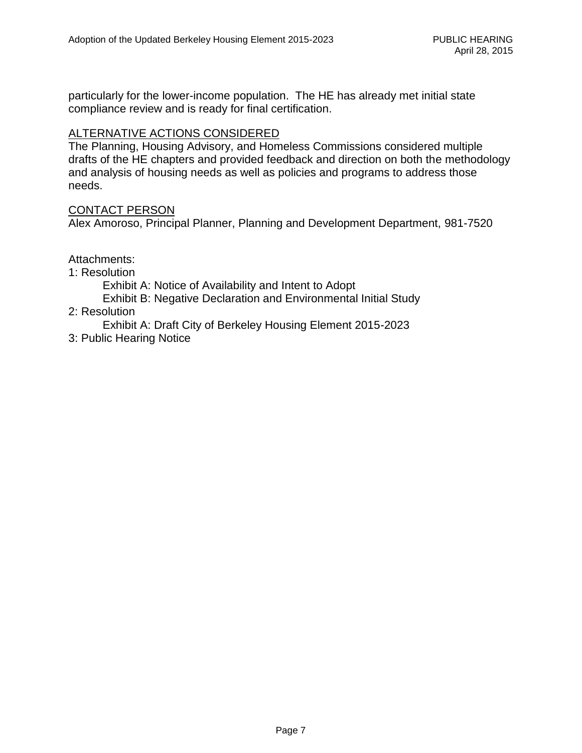particularly for the lower-income population.  The HE has already met initial state compliance review and is ready for final certification.

## ALTERNATIVE ACTIONS CONSIDERED

The Planning, Housing Advisory, and Homeless Commissions considered multiple drafts of the HE chapters and provided feedback and direction on both the methodology and analysis of housing needs as well as policies and programs to address those needs.

## CONTACT PERSON

Alex Amoroso, Principal Planner, Planning and Development Department, 981-7520

Attachments:

1: Resolution
    - Exhibit A: Notice of Availability and Intent to Adopt
    - Exhibit B: Negative Declaration and Environmental Initial Study

2: Resolution
    - Exhibit A: Draft City of Berkeley Housing Element 2015-2023

3: Public Hearing Notice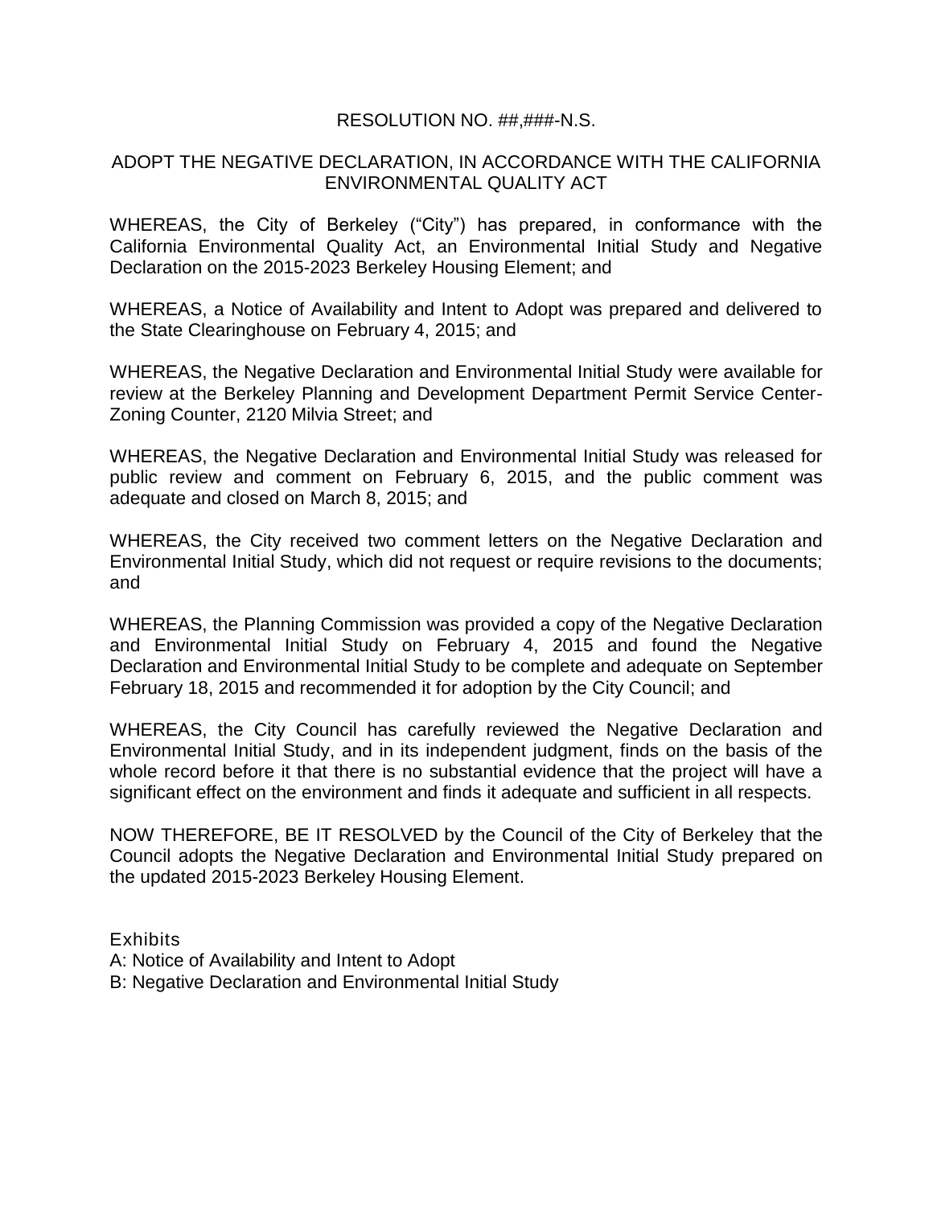RESOLUTION NO. ##,###-N.S.

ADOPT THE NEGATIVE DECLARATION, IN ACCORDANCE WITH THE CALIFORNIA ENVIRONMENTAL QUALITY ACT

WHEREAS, the City of Berkeley ("City") has prepared, in conformance with the California Environmental Quality Act, an Environmental Initial Study and Negative Declaration on the 2015-2023 Berkeley Housing Element; and

WHEREAS, a Notice of Availability and Intent to Adopt was prepared and delivered to the State Clearinghouse on February 4, 2015; and

WHEREAS, the Negative Declaration and Environmental Initial Study were available for review at the Berkeley Planning and Development Department Permit Service Center-Zoning Counter, 2120 Milvia Street; and

WHEREAS, the Negative Declaration and Environmental Initial Study was released for public review and comment on February 6, 2015, and the public comment was adequate and closed on March 8, 2015; and

WHEREAS, the City received two comment letters on the Negative Declaration and Environmental Initial Study, which did not request or require revisions to the documents; and

WHEREAS, the Planning Commission was provided a copy of the Negative Declaration and Environmental Initial Study on February 4, 2015 and found the Negative Declaration and Environmental Initial Study to be complete and adequate on September February 18, 2015 and recommended it for adoption by the City Council; and

WHEREAS, the City Council has carefully reviewed the Negative Declaration and Environmental Initial Study, and in its independent judgment, finds on the basis of the whole record before it that there is no substantial evidence that the project will have a significant effect on the environment and finds it adequate and sufficient in all respects.

NOW THEREFORE, BE IT RESOLVED by the Council of the City of Berkeley that the Council adopts the Negative Declaration and Environmental Initial Study prepared on the updated 2015-2023 Berkeley Housing Element.

Exhibits
A: Notice of Availability and Intent to Adopt
B: Negative Declaration and Environmental Initial Study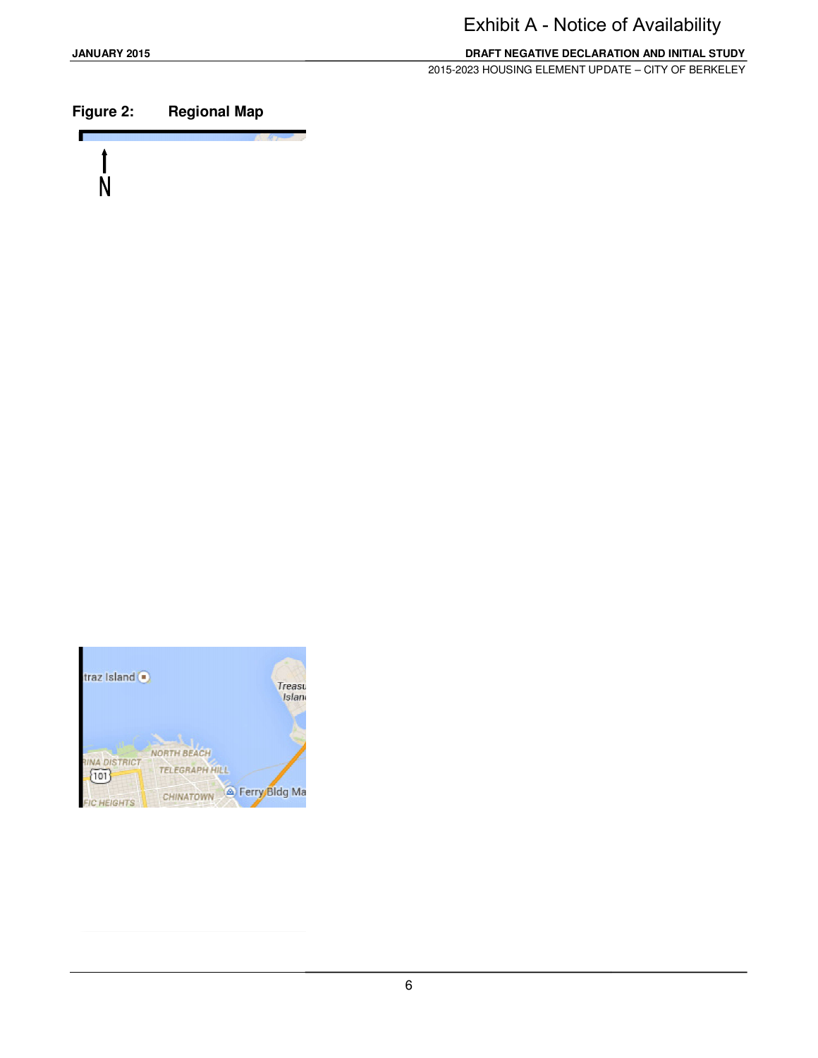Exhibit A - Notice of Availability

**Figure 2: Regional Map**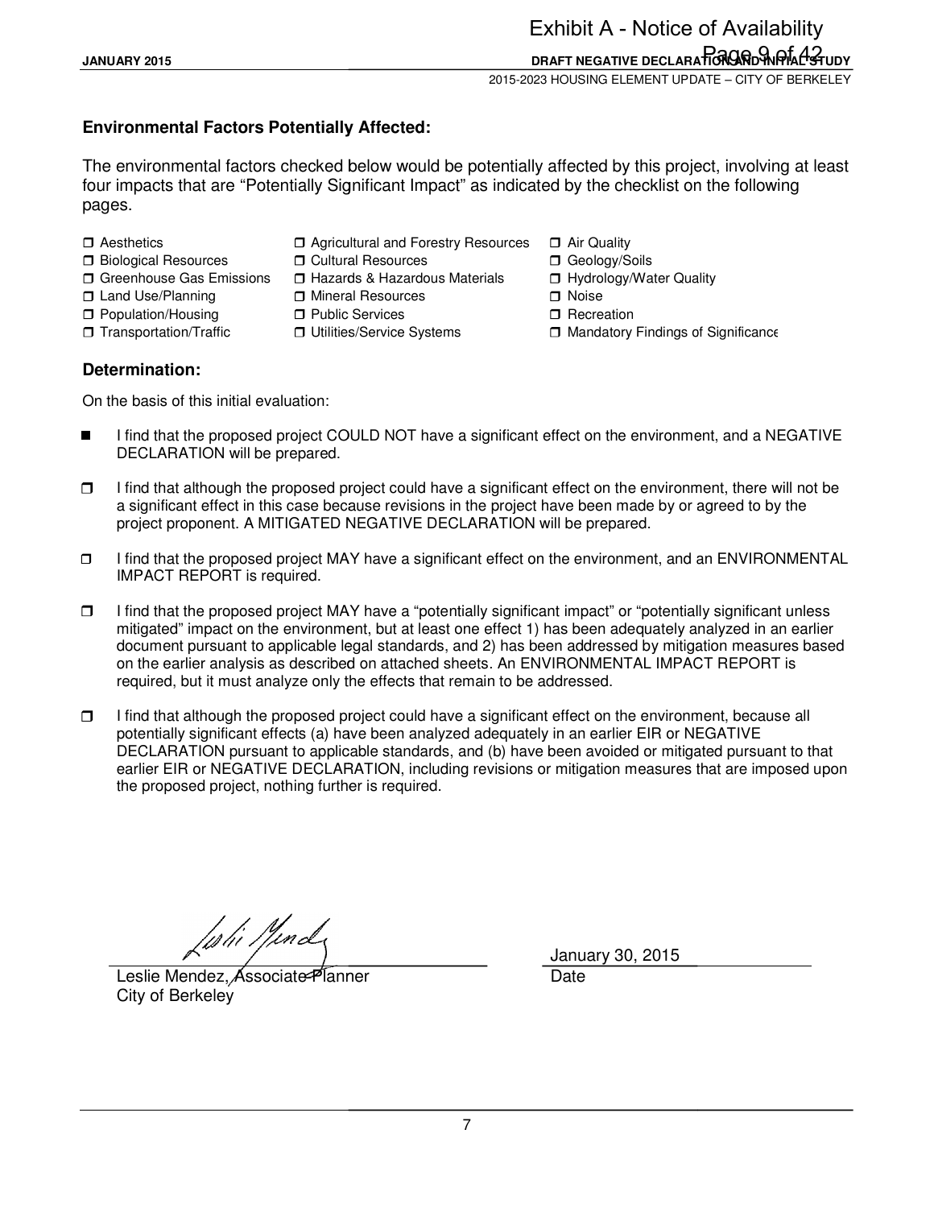## Environmental Factors Potentially Affected:

The environmental factors checked below would be potentially affected by this project, involving at least four impacts that are "Potentially Significant Impact" as indicated by the checklist on the following pages.

- ☐ Aesthetics
- ☐ Agricultural and Forestry Resources
- ☐ Air Quality
- ☐ Biological Resources
- ☐ Cultural Resources
- ☐ Geology/Soils
- ☐ Greenhouse Gas Emissions
- ☐ Hazards & Hazardous Materials
- ☐ Hydrology/Water Quality
- ☐ Land Use/Planning
- ☐ Mineral Resources
- ☐ Noise
- ☐ Population/Housing
- ☐ Public Services
- ☐ Recreation
- ☐ Transportation/Traffic
- ☐ Utilities/Service Systems
- ☐ Mandatory Findings of Significance

## Determination:

On the basis of this initial evaluation:

■ I find that the proposed project COULD NOT have a significant effect on the environment, and a NEGATIVE DECLARATION will be prepared.

☐ I find that although the proposed project could have a significant effect on the environment, there will not be a significant effect in this case because revisions in the project have been made by or agreed to by the project proponent. A MITIGATED NEGATIVE DECLARATION will be prepared.

☐ I find that the proposed project MAY have a significant effect on the environment, and an ENVIRONMENTAL IMPACT REPORT is required.

☐ I find that the proposed project MAY have a "potentially significant impact" or "potentially significant unless mitigated" impact on the environment, but at least one effect 1) has been adequately analyzed in an earlier document pursuant to applicable legal standards, and 2) has been addressed by mitigation measures based on the earlier analysis as described on attached sheets. An ENVIRONMENTAL IMPACT REPORT is required, but it must analyze only the effects that remain to be addressed.

☐ I find that although the proposed project could have a significant effect on the environment, because all potentially significant effects (a) have been analyzed adequately in an earlier EIR or NEGATIVE DECLARATION pursuant to applicable standards, and (b) have been avoided or mitigated pursuant to that earlier EIR or NEGATIVE DECLARATION, including revisions or mitigation measures that are imposed upon the proposed project, nothing further is required.

Leslie Mendez, Associate Planner
City of Berkeley

January 30, 2015
Date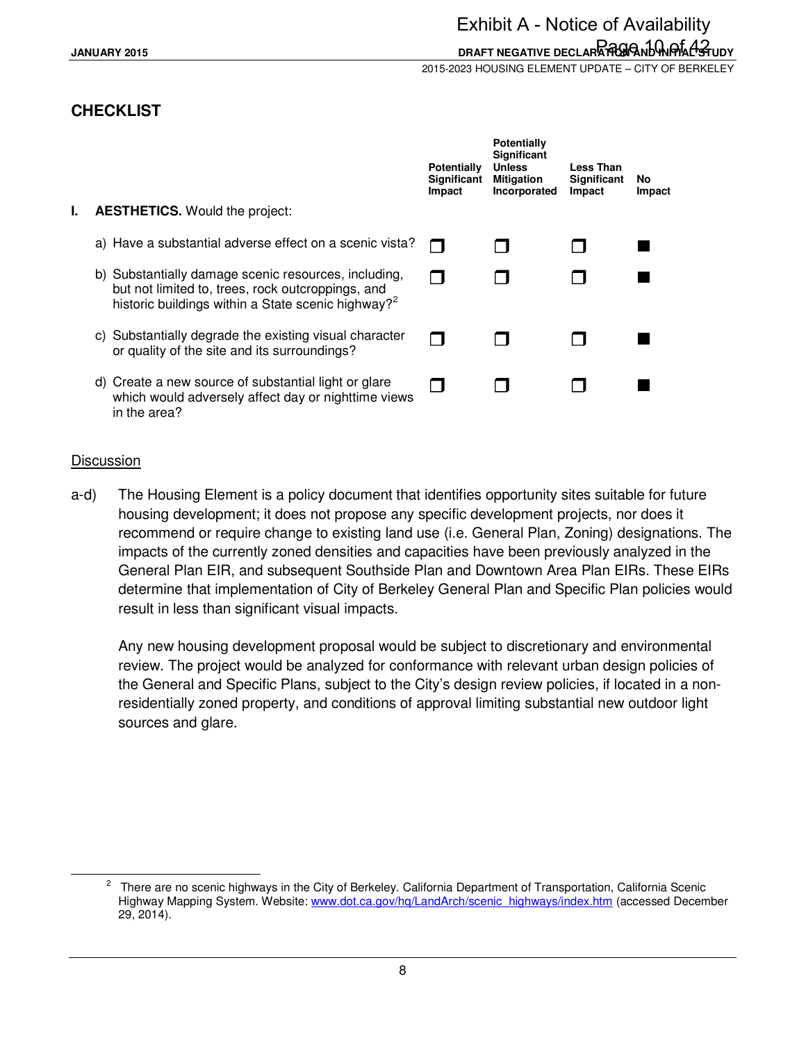## CHECKLIST

| | Potentially Significant Impact | Potentially Significant Unless Mitigation Incorporated | Less Than Significant Impact | No Impact |
|---|---|---|---|---|
| **I. AESTHETICS.** Would the project: | | | | |
| a) Have a substantial adverse effect on a scenic vista? | ☐ | ☐ | ☐ | ■ |
| b) Substantially damage scenic resources, including, but not limited to, trees, rock outcroppings, and historic buildings within a State scenic highway?[2] | ☐ | ☐ | ☐ | ■ |
| c) Substantially degrade the existing visual character or quality of the site and its surroundings? | ☐ | ☐ | ☐ | ■ |
| d) Create a new source of substantial light or glare which would adversely affect day or nighttime views in the area? | ☐ | ☐ | ☐ | ■ |

Discussion

a-d) The Housing Element is a policy document that identifies opportunity sites suitable for future housing development; it does not propose any specific development projects, nor does it recommend or require change to existing land use (i.e. General Plan, Zoning) designations. The impacts of the currently zoned densities and capacities have been previously analyzed in the General Plan EIR, and subsequent Southside Plan and Downtown Area Plan EIRs. These EIRs determine that implementation of City of Berkeley General Plan and Specific Plan policies would result in less than significant visual impacts.

Any new housing development proposal would be subject to discretionary and environmental review. The project would be analyzed for conformance with relevant urban design policies of the General and Specific Plans, subject to the City's design review policies, if located in a non-residentially zoned property, and conditions of approval limiting substantial new outdoor light sources and glare.

[2] There are no scenic highways in the City of Berkeley. California Department of Transportation, California Scenic Highway Mapping System. Website: www.dot.ca.gov/hq/LandArch/scenic_highways/index.htm (accessed December 29, 2014).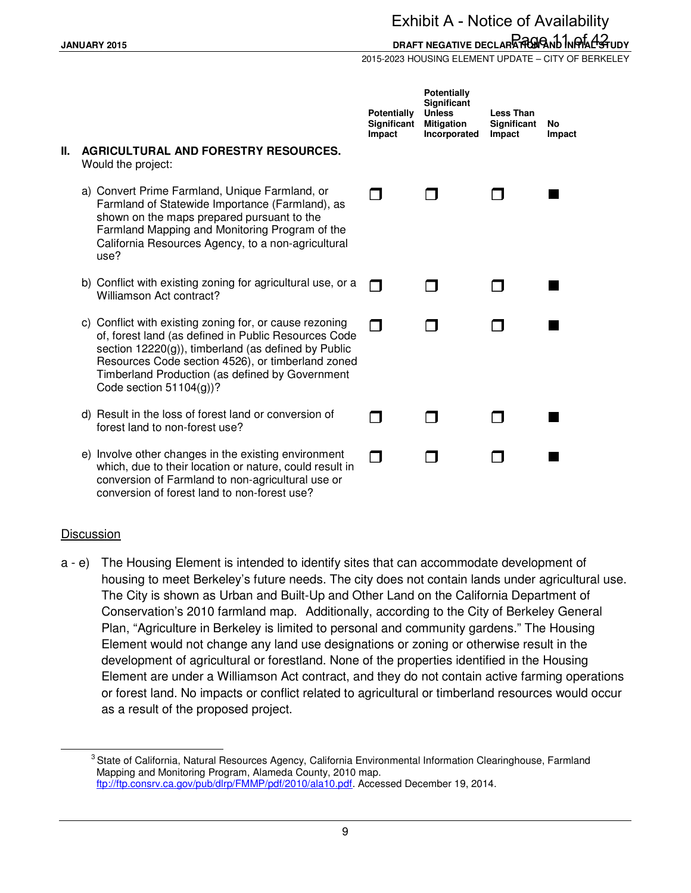| | Potentially Significant Impact | Potentially Significant Unless Mitigation Incorporated | Less Than Significant Impact | No Impact |
|---|---|---|---|---|
| **II. AGRICULTURAL AND FORESTRY RESOURCES.** Would the project: | | | | |
| a) Convert Prime Farmland, Unique Farmland, or Farmland of Statewide Importance (Farmland), as shown on the maps prepared pursuant to the Farmland Mapping and Monitoring Program of the California Resources Agency, to a non-agricultural use? | ❐ | ❐ | ❐ | ■ |
| b) Conflict with existing zoning for agricultural use, or a Williamson Act contract? | ❐ | ❐ | ❐ | ■ |
| c) Conflict with existing zoning for, or cause rezoning of, forest land (as defined in Public Resources Code section 12220(g)), timberland (as defined by Public Resources Code section 4526), or timberland zoned Timberland Production (as defined by Government Code section 51104(g))? | ❐ | ❐ | ❐ | ■ |
| d) Result in the loss of forest land or conversion of forest land to non-forest use? | ❐ | ❐ | ❐ | ■ |
| e) Involve other changes in the existing environment which, due to their location or nature, could result in conversion of Farmland to non-agricultural use or conversion of forest land to non-forest use? | ❐ | ❐ | ❐ | ■ |

Discussion

a - e) The Housing Element is intended to identify sites that can accommodate development of housing to meet Berkeley's future needs. The city does not contain lands under agricultural use. The City is shown as Urban and Built-Up and Other Land on the California Department of Conservation's 2010 farmland map. Additionally, according to the City of Berkeley General Plan, "Agriculture in Berkeley is limited to personal and community gardens." The Housing Element would not change any land use designations or zoning or otherwise result in the development of agricultural or forestland. None of the properties identified in the Housing Element are under a Williamson Act contract, and they do not contain active farming operations or forest land. No impacts or conflict related to agricultural or timberland resources would occur as a result of the proposed project.

[3] State of California, Natural Resources Agency, California Environmental Information Clearinghouse, Farmland Mapping and Monitoring Program, Alameda County, 2010 map. ftp://ftp.consrv.ca.gov/pub/dlrp/FMMP/pdf/2010/ala10.pdf. Accessed December 19, 2014.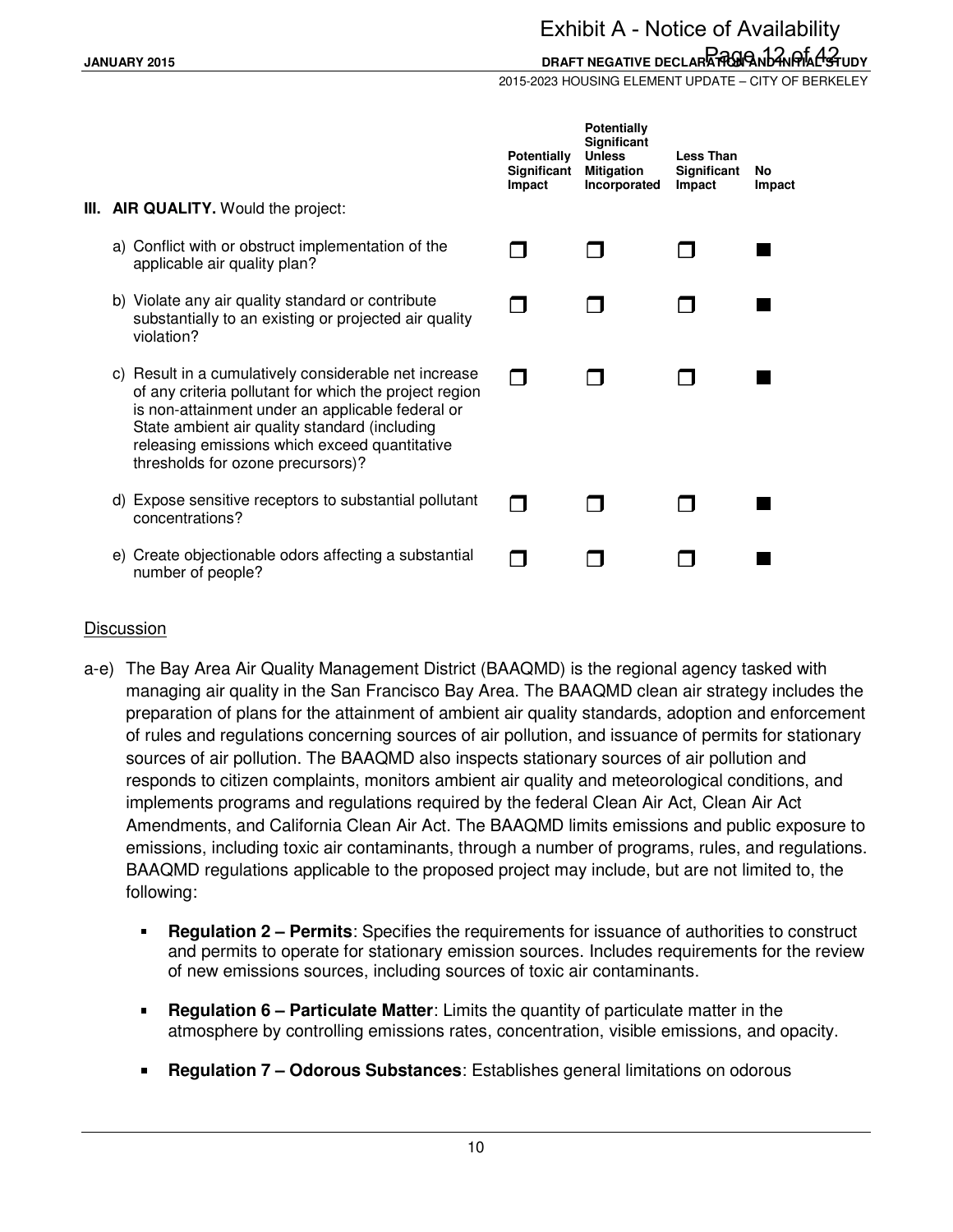| | Potentially Significant Impact | Potentially Significant Unless Mitigation Incorporated | Less Than Significant Impact | No Impact |
|---|---|---|---|---|
| **III. AIR QUALITY.** Would the project: | | | | |
| a) Conflict with or obstruct implementation of the applicable air quality plan? | ☐ | ☐ | ☐ | ■ |
| b) Violate any air quality standard or contribute substantially to an existing or projected air quality violation? | ☐ | ☐ | ☐ | ■ |
| c) Result in a cumulatively considerable net increase of any criteria pollutant for which the project region is non-attainment under an applicable federal or State ambient air quality standard (including releasing emissions which exceed quantitative thresholds for ozone precursors)? | ☐ | ☐ | ☐ | ■ |
| d) Expose sensitive receptors to substantial pollutant concentrations? | ☐ | ☐ | ☐ | ■ |
| e) Create objectionable odors affecting a substantial number of people? | ☐ | ☐ | ☐ | ■ |

Discussion

a-e) The Bay Area Air Quality Management District (BAAQMD) is the regional agency tasked with managing air quality in the San Francisco Bay Area. The BAAQMD clean air strategy includes the preparation of plans for the attainment of ambient air quality standards, adoption and enforcement of rules and regulations concerning sources of air pollution, and issuance of permits for stationary sources of air pollution. The BAAQMD also inspects stationary sources of air pollution and responds to citizen complaints, monitors ambient air quality and meteorological conditions, and implements programs and regulations required by the federal Clean Air Act, Clean Air Act Amendments, and California Clean Air Act. The BAAQMD limits emissions and public exposure to emissions, including toxic air contaminants, through a number of programs, rules, and regulations. BAAQMD regulations applicable to the proposed project may include, but are not limited to, the following:

- **Regulation 2 – Permits**: Specifies the requirements for issuance of authorities to construct and permits to operate for stationary emission sources. Includes requirements for the review of new emissions sources, including sources of toxic air contaminants.
- **Regulation 6 – Particulate Matter**: Limits the quantity of particulate matter in the atmosphere by controlling emissions rates, concentration, visible emissions, and opacity.
- **Regulation 7 – Odorous Substances**: Establishes general limitations on odorous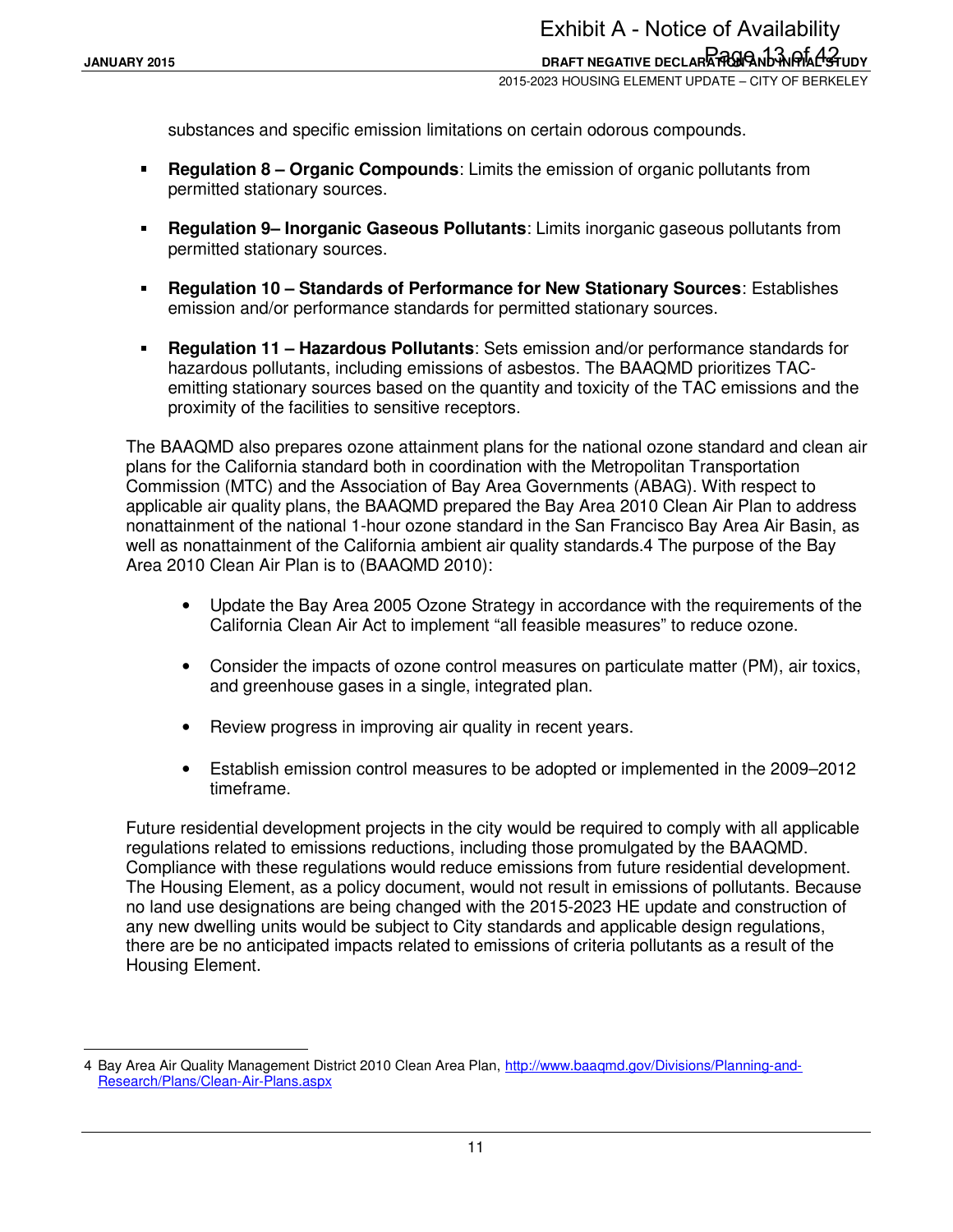substances and specific emission limitations on certain odorous compounds.

- **Regulation 8 – Organic Compounds**: Limits the emission of organic pollutants from permitted stationary sources.
- **Regulation 9– Inorganic Gaseous Pollutants**: Limits inorganic gaseous pollutants from permitted stationary sources.
- **Regulation 10 – Standards of Performance for New Stationary Sources**: Establishes emission and/or performance standards for permitted stationary sources.
- **Regulation 11 – Hazardous Pollutants**: Sets emission and/or performance standards for hazardous pollutants, including emissions of asbestos. The BAAQMD prioritizes TAC-emitting stationary sources based on the quantity and toxicity of the TAC emissions and the proximity of the facilities to sensitive receptors.

The BAAQMD also prepares ozone attainment plans for the national ozone standard and clean air plans for the California standard both in coordination with the Metropolitan Transportation Commission (MTC) and the Association of Bay Area Governments (ABAG). With respect to applicable air quality plans, the BAAQMD prepared the Bay Area 2010 Clean Air Plan to address nonattainment of the national 1-hour ozone standard in the San Francisco Bay Area Air Basin, as well as nonattainment of the California ambient air quality standards.4 The purpose of the Bay Area 2010 Clean Air Plan is to (BAAQMD 2010):

- Update the Bay Area 2005 Ozone Strategy in accordance with the requirements of the California Clean Air Act to implement "all feasible measures" to reduce ozone.
- Consider the impacts of ozone control measures on particulate matter (PM), air toxics, and greenhouse gases in a single, integrated plan.
- Review progress in improving air quality in recent years.
- Establish emission control measures to be adopted or implemented in the 2009–2012 timeframe.

Future residential development projects in the city would be required to comply with all applicable regulations related to emissions reductions, including those promulgated by the BAAQMD. Compliance with these regulations would reduce emissions from future residential development. The Housing Element, as a policy document, would not result in emissions of pollutants. Because no land use designations are being changed with the 2015-2023 HE update and construction of any new dwelling units would be subject to City standards and applicable design regulations, there are be no anticipated impacts related to emissions of criteria pollutants as a result of the Housing Element.

---

4 Bay Area Air Quality Management District 2010 Clean Area Plan, http://www.baaqmd.gov/Divisions/Planning-and-Research/Plans/Clean-Air-Plans.aspx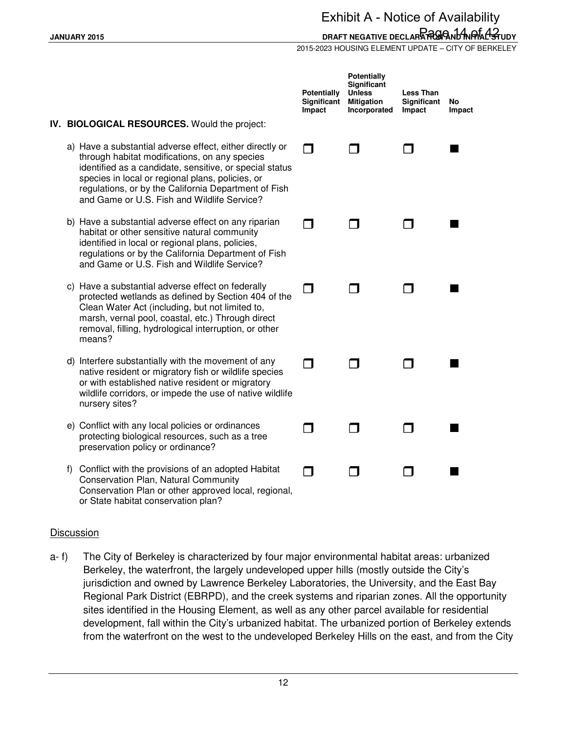| | Potentially Significant Impact | Potentially Significant Unless Mitigation Incorporated | Less Than Significant Impact | No Impact |
|---|---|---|---|---|
| **IV. BIOLOGICAL RESOURCES.** Would the project: | | | | |
| a) Have a substantial adverse effect, either directly or through habitat modifications, on any species identified as a candidate, sensitive, or special status species in local or regional plans, policies, or regulations, or by the California Department of Fish and Game or U.S. Fish and Wildlife Service? | ☐ | ☐ | ☐ | ■ |
| b) Have a substantial adverse effect on any riparian habitat or other sensitive natural community identified in local or regional plans, policies, regulations or by the California Department of Fish and Game or U.S. Fish and Wildlife Service? | ☐ | ☐ | ☐ | ■ |
| c) Have a substantial adverse effect on federally protected wetlands as defined by Section 404 of the Clean Water Act (including, but not limited to, marsh, vernal pool, coastal, etc.) Through direct removal, filling, hydrological interruption, or other means? | ☐ | ☐ | ☐ | ■ |
| d) Interfere substantially with the movement of any native resident or migratory fish or wildlife species or with established native resident or migratory wildlife corridors, or impede the use of native wildlife nursery sites? | ☐ | ☐ | ☐ | ■ |
| e) Conflict with any local policies or ordinances protecting biological resources, such as a tree preservation policy or ordinance? | ☐ | ☐ | ☐ | ■ |
| f) Conflict with the provisions of an adopted Habitat Conservation Plan, Natural Community Conservation Plan or other approved local, regional, or State habitat conservation plan? | ☐ | ☐ | ☐ | ■ |

Discussion

a- f) The City of Berkeley is characterized by four major environmental habitat areas: urbanized Berkeley, the waterfront, the largely undeveloped upper hills (mostly outside the City's jurisdiction and owned by Lawrence Berkeley Laboratories, the University, and the East Bay Regional Park District (EBRPD), and the creek systems and riparian zones. All the opportunity sites identified in the Housing Element, as well as any other parcel available for residential development, fall within the City's urbanized habitat. The urbanized portion of Berkeley extends from the waterfront on the west to the undeveloped Berkeley Hills on the east, and from the City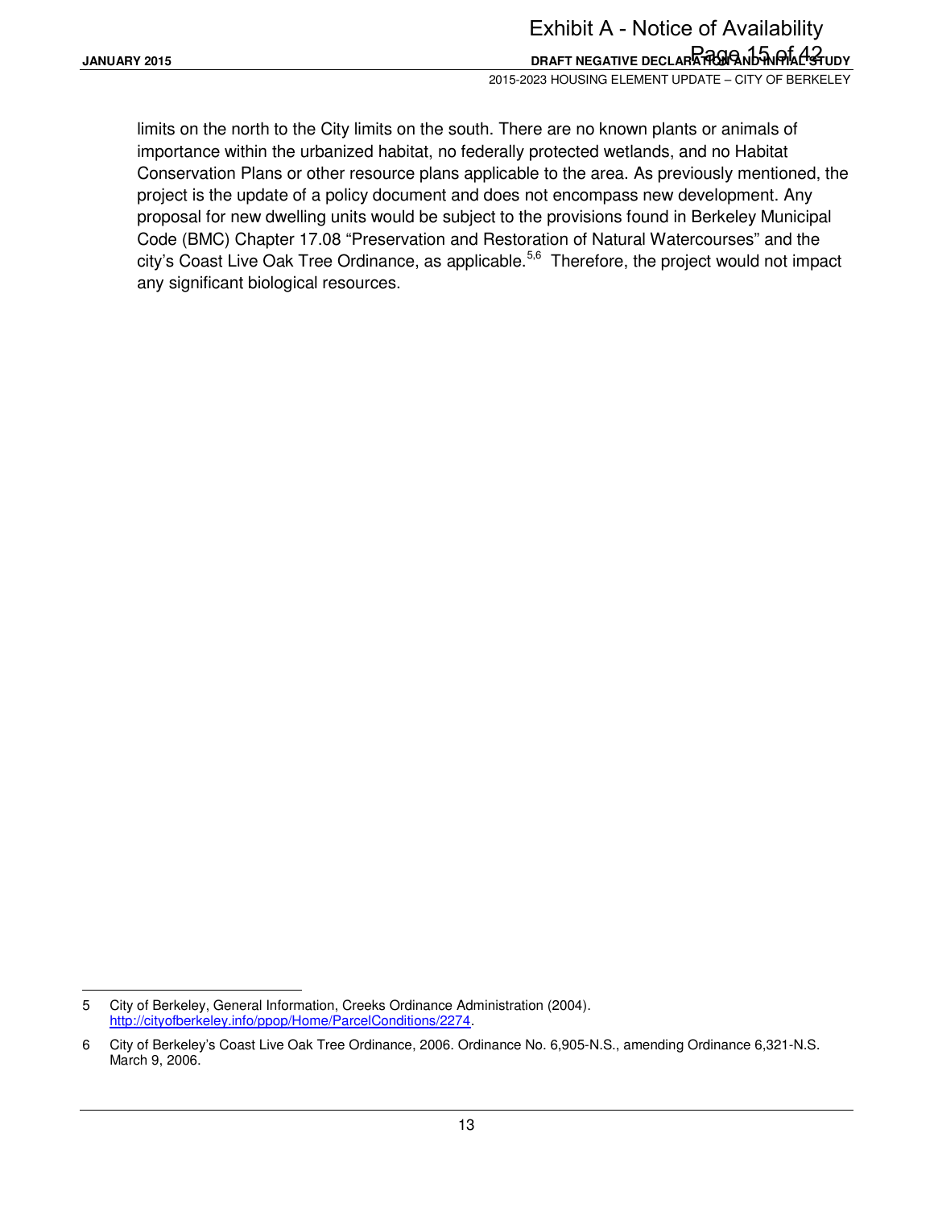limits on the north to the City limits on the south. There are no known plants or animals of importance within the urbanized habitat, no federally protected wetlands, and no Habitat Conservation Plans or other resource plans applicable to the area. As previously mentioned, the project is the update of a policy document and does not encompass new development. Any proposal for new dwelling units would be subject to the provisions found in Berkeley Municipal Code (BMC) Chapter 17.08 “Preservation and Restoration of Natural Watercourses” and the city’s Coast Live Oak Tree Ordinance, as applicable.[5,6] Therefore, the project would not impact any significant biological resources.

---

5 City of Berkeley, General Information, Creeks Ordinance Administration (2004). http://cityofberkeley.info/ppop/Home/ParcelConditions/2274.

6 City of Berkeley’s Coast Live Oak Tree Ordinance, 2006. Ordinance No. 6,905-N.S., amending Ordinance 6,321-N.S. March 9, 2006.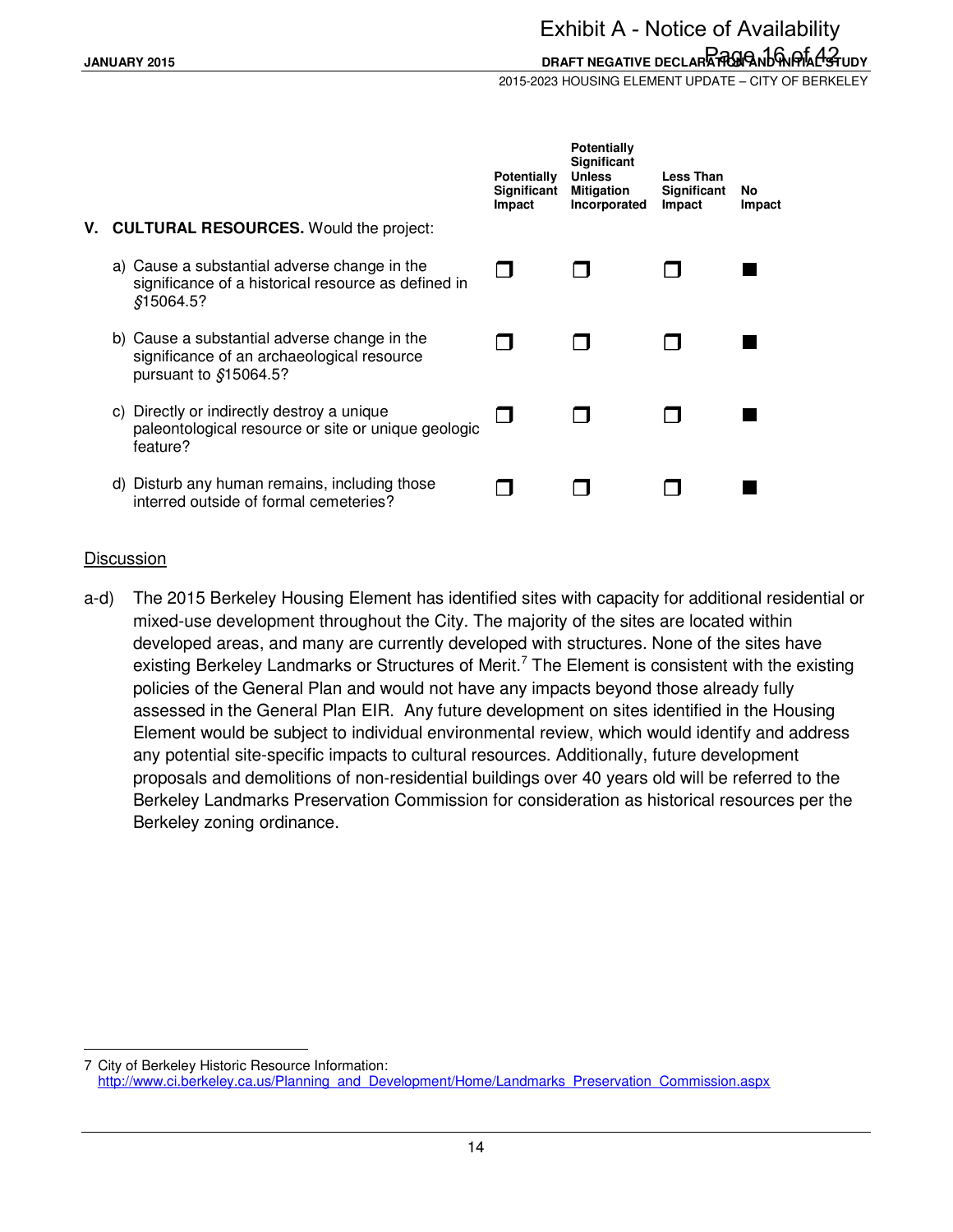| | Potentially Significant Impact | Potentially Significant Unless Mitigation Incorporated | Less Than Significant Impact | No Impact |
|---|---|---|---|---|
| **V. CULTURAL RESOURCES.** Would the project: | | | | |
| a) Cause a substantial adverse change in the significance of a historical resource as defined in §15064.5? | ☐ | ☐ | ☐ | ■ |
| b) Cause a substantial adverse change in the significance of an archaeological resource pursuant to §15064.5? | ☐ | ☐ | ☐ | ■ |
| c) Directly or indirectly destroy a unique paleontological resource or site or unique geologic feature? | ☐ | ☐ | ☐ | ■ |
| d) Disturb any human remains, including those interred outside of formal cemeteries? | ☐ | ☐ | ☐ | ■ |

Discussion

a-d) The 2015 Berkeley Housing Element has identified sites with capacity for additional residential or mixed-use development throughout the City. The majority of the sites are located within developed areas, and many are currently developed with structures. None of the sites have existing Berkeley Landmarks or Structures of Merit.[7] The Element is consistent with the existing policies of the General Plan and would not have any impacts beyond those already fully assessed in the General Plan EIR. Any future development on sites identified in the Housing Element would be subject to individual environmental review, which would identify and address any potential site-specific impacts to cultural resources. Additionally, future development proposals and demolitions of non-residential buildings over 40 years old will be referred to the Berkeley Landmarks Preservation Commission for consideration as historical resources per the Berkeley zoning ordinance.

7 City of Berkeley Historic Resource Information: http://www.ci.berkeley.ca.us/Planning_and_Development/Home/Landmarks_Preservation_Commission.aspx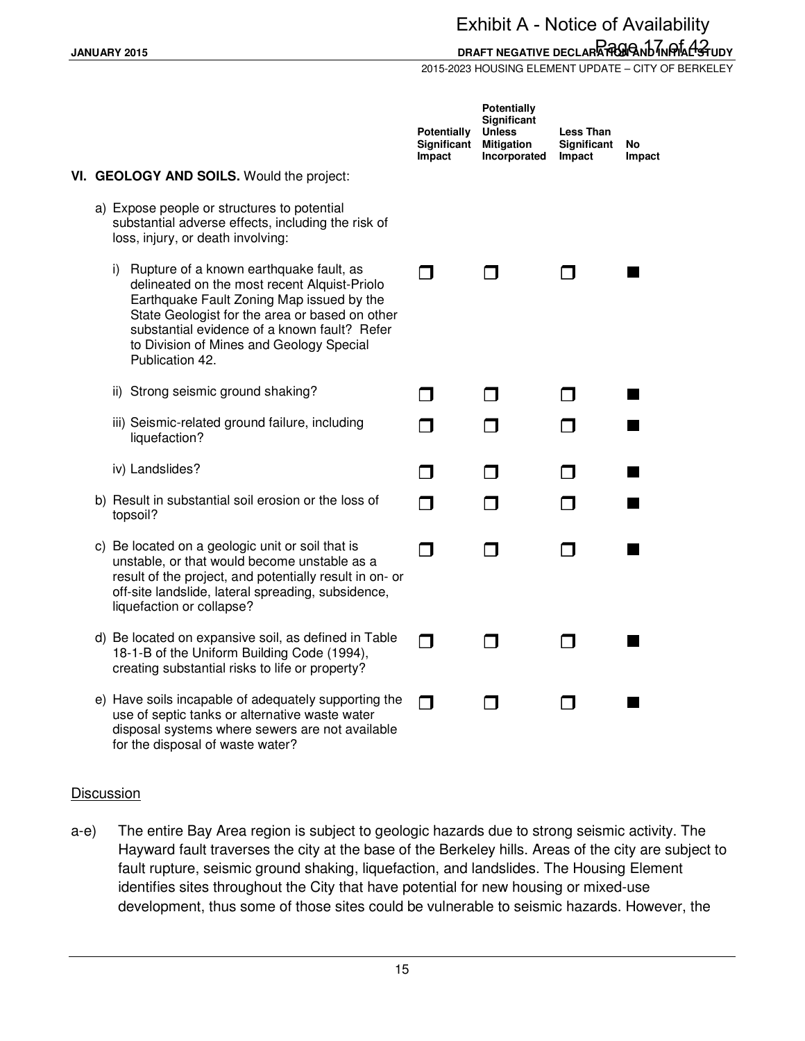| | Potentially Significant Impact | Potentially Significant Unless Mitigation Incorporated | Less Than Significant Impact | No Impact |
|---|---|---|---|---|
| **VI. GEOLOGY AND SOILS.** Would the project: | | | | |
| a) Expose people or structures to potential substantial adverse effects, including the risk of loss, injury, or death involving: | | | | |
| i) Rupture of a known earthquake fault, as delineated on the most recent Alquist-Priolo Earthquake Fault Zoning Map issued by the State Geologist for the area or based on other substantial evidence of a known fault? Refer to Division of Mines and Geology Special Publication 42. | ☐ | ☐ | ☐ | ■ |
| ii) Strong seismic ground shaking? | ☐ | ☐ | ☐ | ■ |
| iii) Seismic-related ground failure, including liquefaction? | ☐ | ☐ | ☐ | ■ |
| iv) Landslides? | ☐ | ☐ | ☐ | ■ |
| b) Result in substantial soil erosion or the loss of topsoil? | ☐ | ☐ | ☐ | ■ |
| c) Be located on a geologic unit or soil that is unstable, or that would become unstable as a result of the project, and potentially result in on- or off-site landslide, lateral spreading, subsidence, liquefaction or collapse? | ☐ | ☐ | ☐ | ■ |
| d) Be located on expansive soil, as defined in Table 18-1-B of the Uniform Building Code (1994), creating substantial risks to life or property? | ☐ | ☐ | ☐ | ■ |
| e) Have soils incapable of adequately supporting the use of septic tanks or alternative waste water disposal systems where sewers are not available for the disposal of waste water? | ☐ | ☐ | ☐ | ■ |

Discussion

a-e) The entire Bay Area region is subject to geologic hazards due to strong seismic activity. The Hayward fault traverses the city at the base of the Berkeley hills. Areas of the city are subject to fault rupture, seismic ground shaking, liquefaction, and landslides. The Housing Element identifies sites throughout the City that have potential for new housing or mixed-use development, thus some of those sites could be vulnerable to seismic hazards. However, the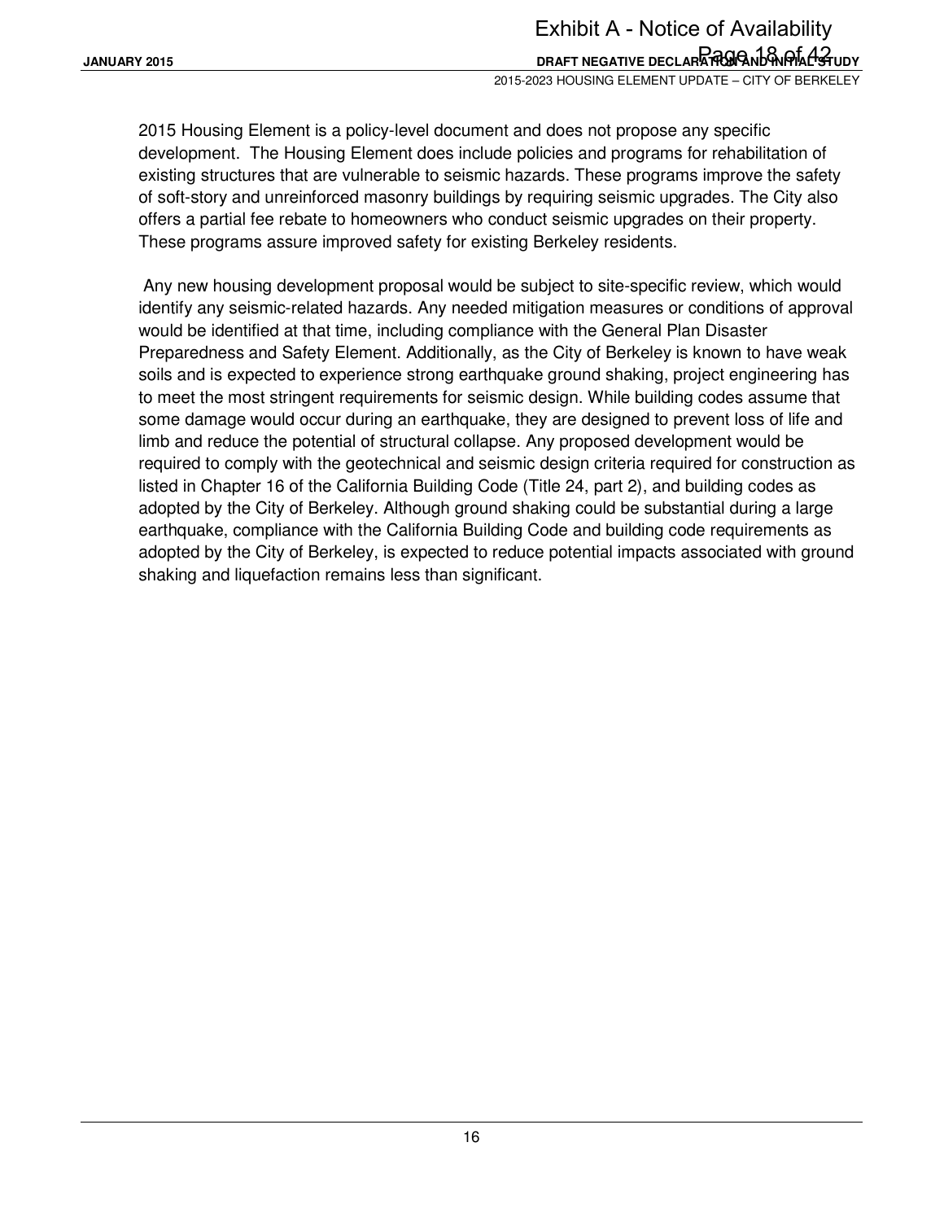2015 Housing Element is a policy-level document and does not propose any specific development. The Housing Element does include policies and programs for rehabilitation of existing structures that are vulnerable to seismic hazards. These programs improve the safety of soft-story and unreinforced masonry buildings by requiring seismic upgrades. The City also offers a partial fee rebate to homeowners who conduct seismic upgrades on their property. These programs assure improved safety for existing Berkeley residents.

Any new housing development proposal would be subject to site-specific review, which would identify any seismic-related hazards. Any needed mitigation measures or conditions of approval would be identified at that time, including compliance with the General Plan Disaster Preparedness and Safety Element. Additionally, as the City of Berkeley is known to have weak soils and is expected to experience strong earthquake ground shaking, project engineering has to meet the most stringent requirements for seismic design. While building codes assume that some damage would occur during an earthquake, they are designed to prevent loss of life and limb and reduce the potential of structural collapse. Any proposed development would be required to comply with the geotechnical and seismic design criteria required for construction as listed in Chapter 16 of the California Building Code (Title 24, part 2), and building codes as adopted by the City of Berkeley. Although ground shaking could be substantial during a large earthquake, compliance with the California Building Code and building code requirements as adopted by the City of Berkeley, is expected to reduce potential impacts associated with ground shaking and liquefaction remains less than significant.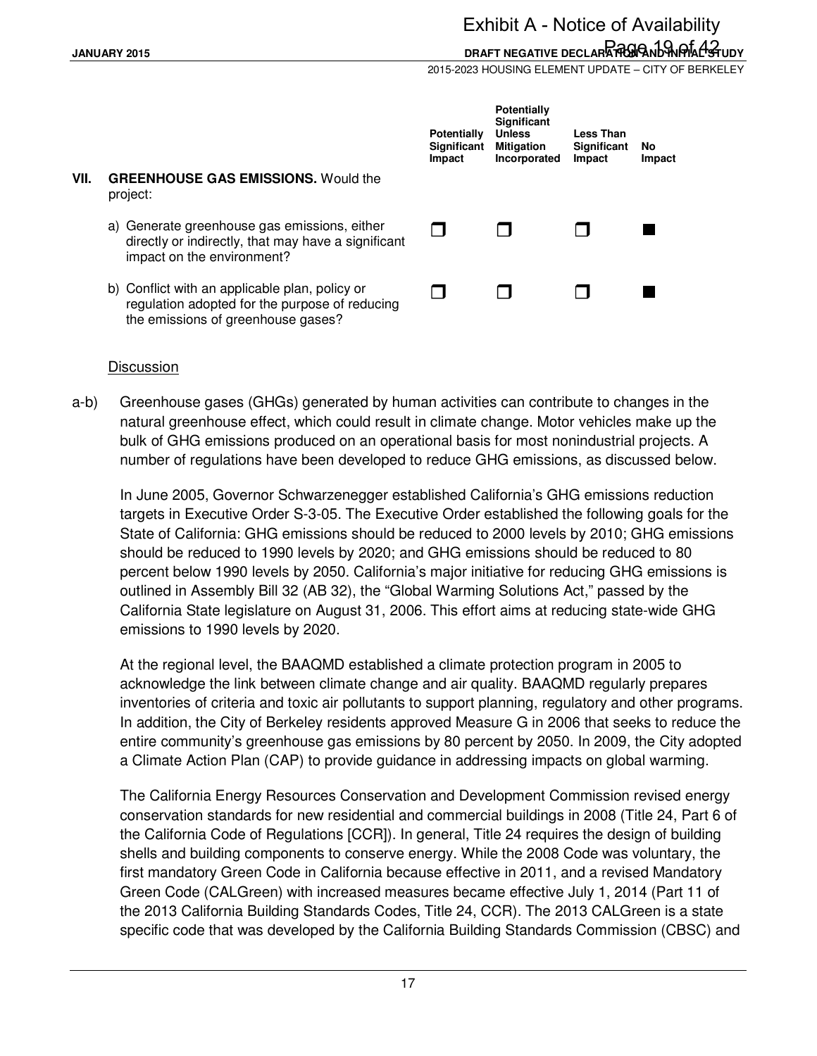| | Potentially Significant Impact | Potentially Significant Unless Mitigation Incorporated | Less Than Significant Impact | No Impact |
|---|---|---|---|---|
| **VII. GREENHOUSE GAS EMISSIONS.** Would the project: | | | | |
| a) Generate greenhouse gas emissions, either directly or indirectly, that may have a significant impact on the environment? | ❐ | ❐ | ❐ | ■ |
| b) Conflict with an applicable plan, policy or regulation adopted for the purpose of reducing the emissions of greenhouse gases? | ❐ | ❐ | ❐ | ■ |

Discussion

a-b) Greenhouse gases (GHGs) generated by human activities can contribute to changes in the natural greenhouse effect, which could result in climate change. Motor vehicles make up the bulk of GHG emissions produced on an operational basis for most nonindustrial projects. A number of regulations have been developed to reduce GHG emissions, as discussed below.

In June 2005, Governor Schwarzenegger established California's GHG emissions reduction targets in Executive Order S-3-05. The Executive Order established the following goals for the State of California: GHG emissions should be reduced to 2000 levels by 2010; GHG emissions should be reduced to 1990 levels by 2020; and GHG emissions should be reduced to 80 percent below 1990 levels by 2050. California's major initiative for reducing GHG emissions is outlined in Assembly Bill 32 (AB 32), the "Global Warming Solutions Act," passed by the California State legislature on August 31, 2006. This effort aims at reducing state-wide GHG emissions to 1990 levels by 2020.

At the regional level, the BAAQMD established a climate protection program in 2005 to acknowledge the link between climate change and air quality. BAAQMD regularly prepares inventories of criteria and toxic air pollutants to support planning, regulatory and other programs. In addition, the City of Berkeley residents approved Measure G in 2006 that seeks to reduce the entire community's greenhouse gas emissions by 80 percent by 2050. In 2009, the City adopted a Climate Action Plan (CAP) to provide guidance in addressing impacts on global warming.

The California Energy Resources Conservation and Development Commission revised energy conservation standards for new residential and commercial buildings in 2008 (Title 24, Part 6 of the California Code of Regulations [CCR]). In general, Title 24 requires the design of building shells and building components to conserve energy. While the 2008 Code was voluntary, the first mandatory Green Code in California because effective in 2011, and a revised Mandatory Green Code (CALGreen) with increased measures became effective July 1, 2014 (Part 11 of the 2013 California Building Standards Codes, Title 24, CCR). The 2013 CALGreen is a state specific code that was developed by the California Building Standards Commission (CBSC) and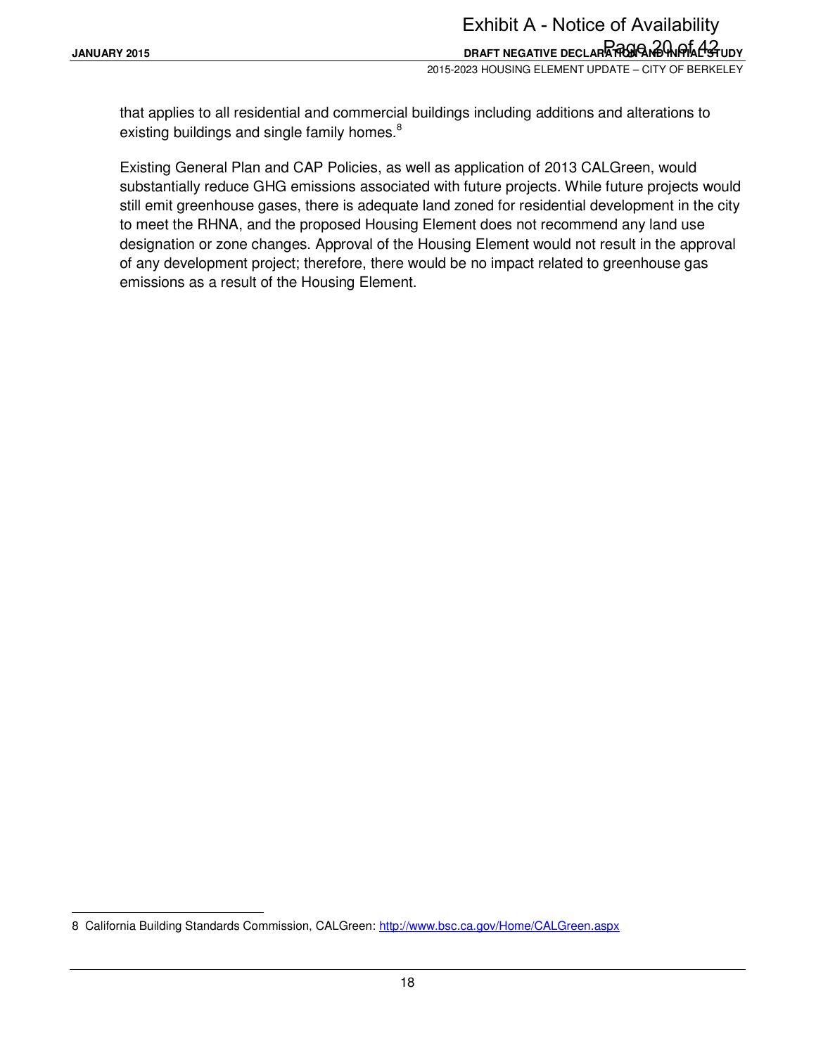that applies to all residential and commercial buildings including additions and alterations to existing buildings and single family homes.[8]

Existing General Plan and CAP Policies, as well as application of 2013 CALGreen, would substantially reduce GHG emissions associated with future projects. While future projects would still emit greenhouse gases, there is adequate land zoned for residential development in the city to meet the RHNA, and the proposed Housing Element does not recommend any land use designation or zone changes. Approval of the Housing Element would not result in the approval of any development project; therefore, there would be no impact related to greenhouse gas emissions as a result of the Housing Element.

---

8 California Building Standards Commission, CALGreen: http://www.bsc.ca.gov/Home/CALGreen.aspx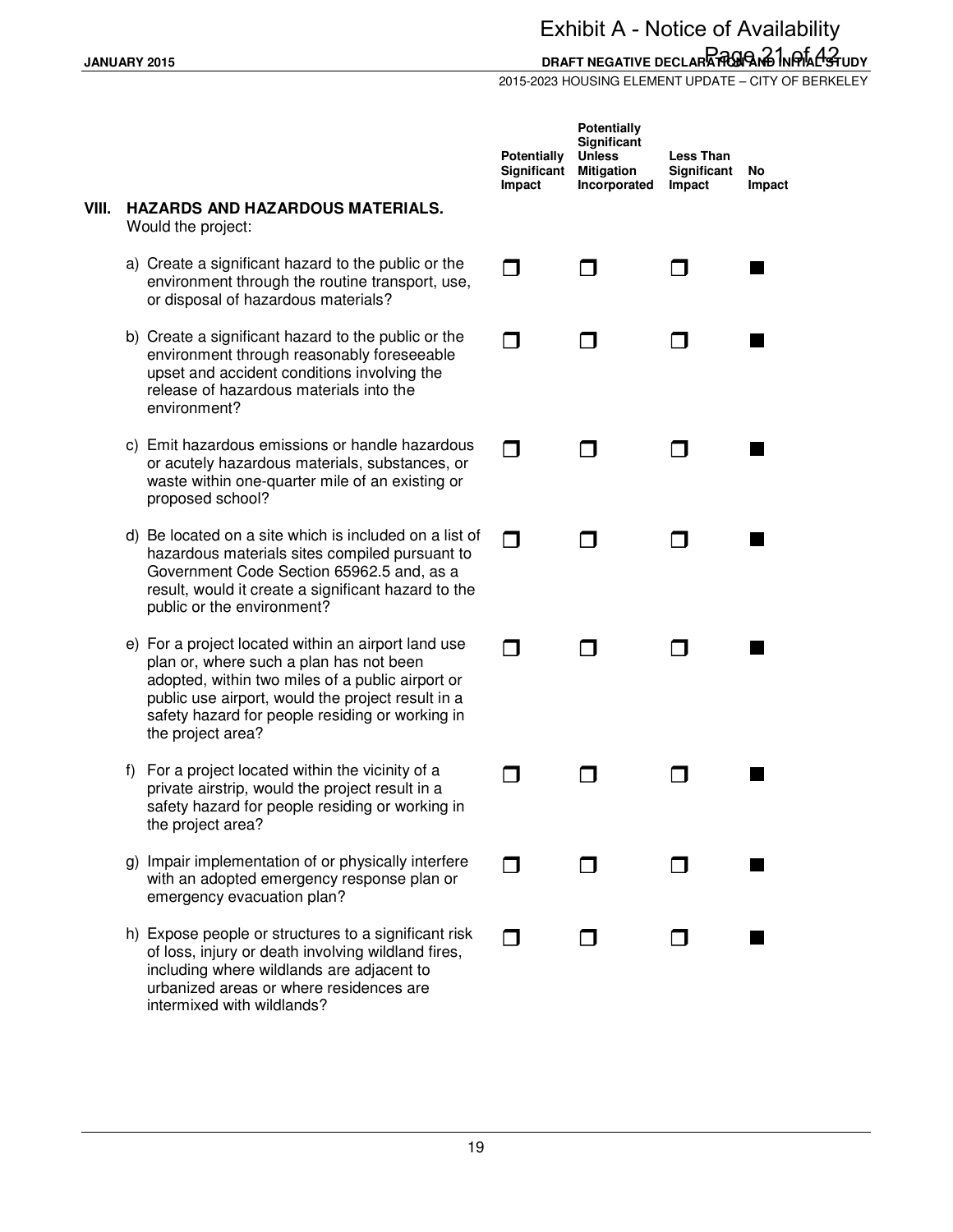| | Potentially Significant Impact | Potentially Significant Unless Mitigation Incorporated | Less Than Significant Impact | No Impact |
|---|---|---|---|---|
| **VIII. HAZARDS AND HAZARDOUS MATERIALS.** Would the project: | | | | |
| a) Create a significant hazard to the public or the environment through the routine transport, use, or disposal of hazardous materials? | ☐ | ☐ | ☐ | ■ |
| b) Create a significant hazard to the public or the environment through reasonably foreseeable upset and accident conditions involving the release of hazardous materials into the environment? | ☐ | ☐ | ☐ | ■ |
| c) Emit hazardous emissions or handle hazardous or acutely hazardous materials, substances, or waste within one-quarter mile of an existing or proposed school? | ☐ | ☐ | ☐ | ■ |
| d) Be located on a site which is included on a list of hazardous materials sites compiled pursuant to Government Code Section 65962.5 and, as a result, would it create a significant hazard to the public or the environment? | ☐ | ☐ | ☐ | ■ |
| e) For a project located within an airport land use plan or, where such a plan has not been adopted, within two miles of a public airport or public use airport, would the project result in a safety hazard for people residing or working in the project area? | ☐ | ☐ | ☐ | ■ |
| f) For a project located within the vicinity of a private airstrip, would the project result in a safety hazard for people residing or working in the project area? | ☐ | ☐ | ☐ | ■ |
| g) Impair implementation of or physically interfere with an adopted emergency response plan or emergency evacuation plan? | ☐ | ☐ | ☐ | ■ |
| h) Expose people or structures to a significant risk of loss, injury or death involving wildland fires, including where wildlands are adjacent to urbanized areas or where residences are intermixed with wildlands? | ☐ | ☐ | ☐ | ■ |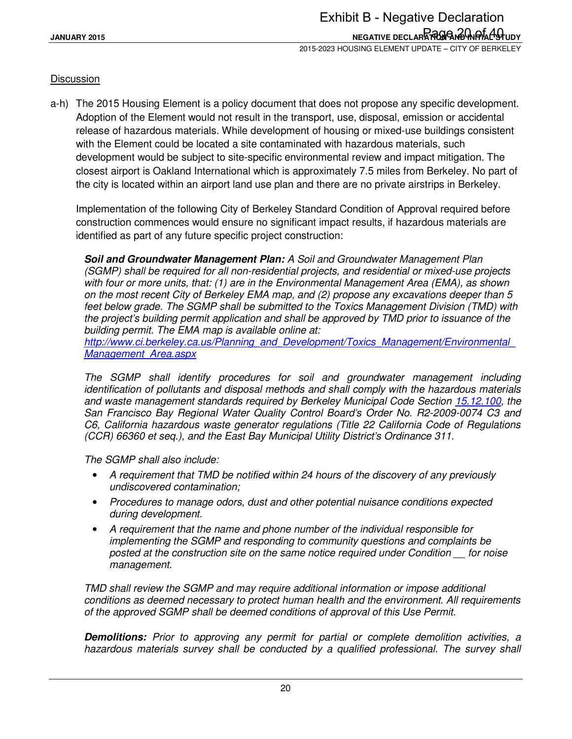Discussion

a-h) The 2015 Housing Element is a policy document that does not propose any specific development. Adoption of the Element would not result in the transport, use, disposal, emission or accidental release of hazardous materials. While development of housing or mixed-use buildings consistent with the Element could be located a site contaminated with hazardous materials, such development would be subject to site-specific environmental review and impact mitigation. The closest airport is Oakland International which is approximately 7.5 miles from Berkeley. No part of the city is located within an airport land use plan and there are no private airstrips in Berkeley.

Implementation of the following City of Berkeley Standard Condition of Approval required before construction commences would ensure no significant impact results, if hazardous materials are identified as part of any future specific project construction:

***Soil and Groundwater Management Plan:*** *A Soil and Groundwater Management Plan (SGMP) shall be required for all non-residential projects, and residential or mixed-use projects with four or more units, that: (1) are in the Environmental Management Area (EMA), as shown on the most recent City of Berkeley EMA map, and (2) propose any excavations deeper than 5 feet below grade. The SGMP shall be submitted to the Toxics Management Division (TMD) with the project's building permit application and shall be approved by TMD prior to issuance of the building permit. The EMA map is available online at: http://www.ci.berkeley.ca.us/Planning_and_Development/Toxics_Management/Environmental_Management_Area.aspx*

*The SGMP shall identify procedures for soil and groundwater management including identification of pollutants and disposal methods and shall comply with the hazardous materials and waste management standards required by Berkeley Municipal Code Section 15.12.100, the San Francisco Bay Regional Water Quality Control Board's Order No. R2-2009-0074 C3 and C6, California hazardous waste generator regulations (Title 22 California Code of Regulations (CCR) 66360 et seq.), and the East Bay Municipal Utility District's Ordinance 311.*

*The SGMP shall also include:*

- *A requirement that TMD be notified within 24 hours of the discovery of any previously undiscovered contamination;*
- *Procedures to manage odors, dust and other potential nuisance conditions expected during development.*
- *A requirement that the name and phone number of the individual responsible for implementing the SGMP and responding to community questions and complaints be posted at the construction site on the same notice required under Condition __ for noise management.*

*TMD shall review the SGMP and may require additional information or impose additional conditions as deemed necessary to protect human health and the environment. All requirements of the approved SGMP shall be deemed conditions of approval of this Use Permit.*

***Demolitions:*** *Prior to approving any permit for partial or complete demolition activities, a hazardous materials survey shall be conducted by a qualified professional. The survey shall*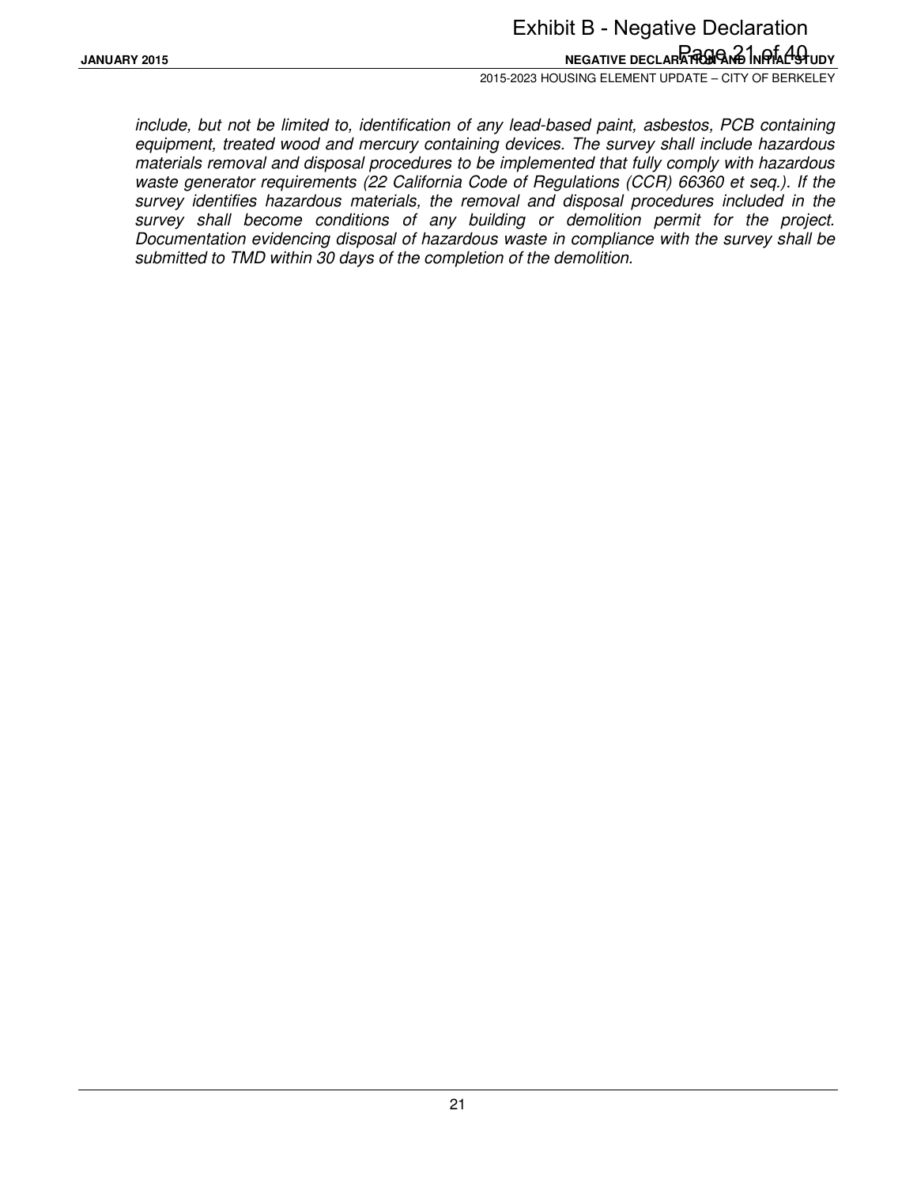*include, but not be limited to, identification of any lead-based paint, asbestos, PCB containing equipment, treated wood and mercury containing devices. The survey shall include hazardous materials removal and disposal procedures to be implemented that fully comply with hazardous waste generator requirements (22 California Code of Regulations (CCR) 66360 et seq.). If the survey identifies hazardous materials, the removal and disposal procedures included in the survey shall become conditions of any building or demolition permit for the project. Documentation evidencing disposal of hazardous waste in compliance with the survey shall be submitted to TMD within 30 days of the completion of the demolition.*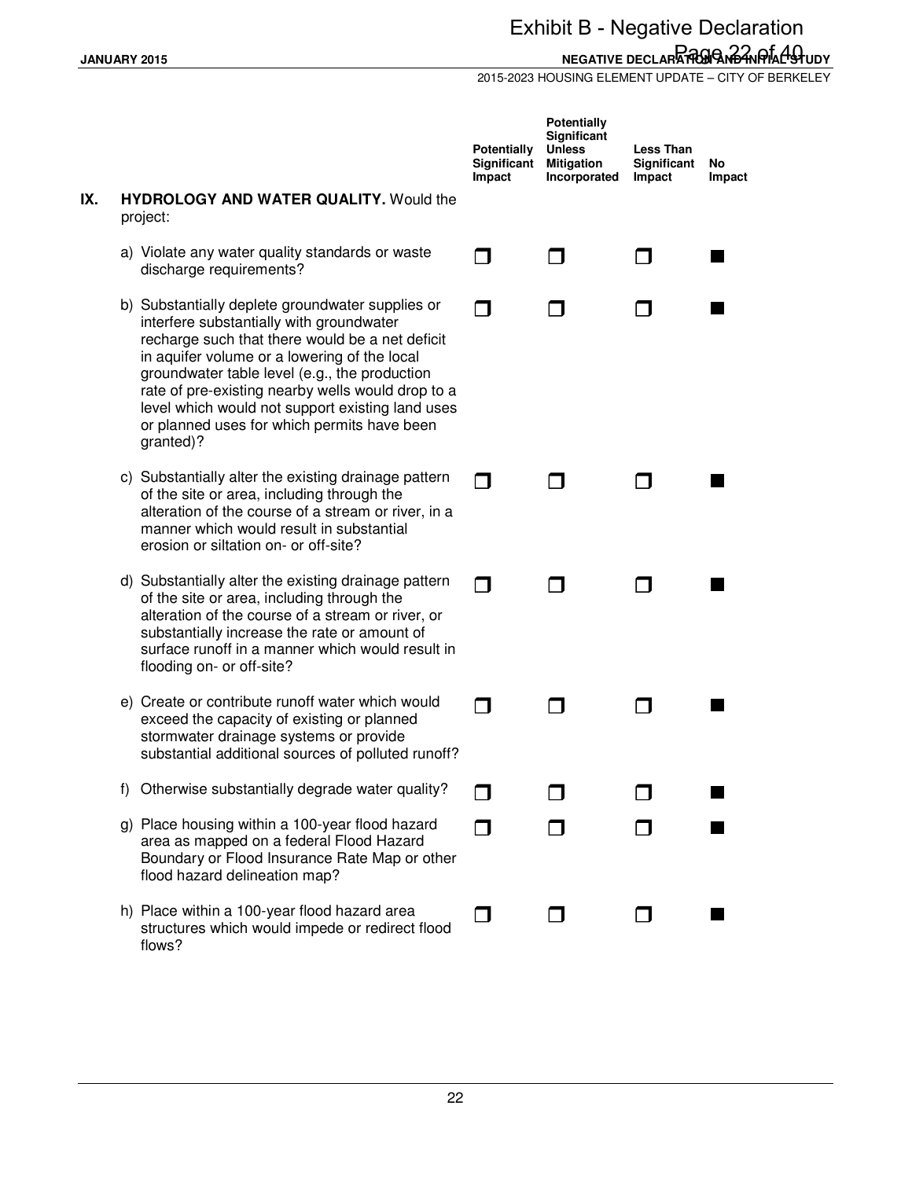| | Potentially Significant Impact | Potentially Significant Unless Mitigation Incorporated | Less Than Significant Impact | No Impact |
|---|---|---|---|---|
| **IX. HYDROLOGY AND WATER QUALITY.** Would the project: | | | | |
| a) Violate any water quality standards or waste discharge requirements? | ☐ | ☐ | ☐ | ■ |
| b) Substantially deplete groundwater supplies or interfere substantially with groundwater recharge such that there would be a net deficit in aquifer volume or a lowering of the local groundwater table level (e.g., the production rate of pre-existing nearby wells would drop to a level which would not support existing land uses or planned uses for which permits have been granted)? | ☐ | ☐ | ☐ | ■ |
| c) Substantially alter the existing drainage pattern of the site or area, including through the alteration of the course of a stream or river, in a manner which would result in substantial erosion or siltation on- or off-site? | ☐ | ☐ | ☐ | ■ |
| d) Substantially alter the existing drainage pattern of the site or area, including through the alteration of the course of a stream or river, or substantially increase the rate or amount of surface runoff in a manner which would result in flooding on- or off-site? | ☐ | ☐ | ☐ | ■ |
| e) Create or contribute runoff water which would exceed the capacity of existing or planned stormwater drainage systems or provide substantial additional sources of polluted runoff? | ☐ | ☐ | ☐ | ■ |
| f) Otherwise substantially degrade water quality? | ☐ | ☐ | ☐ | ■ |
| g) Place housing within a 100-year flood hazard area as mapped on a federal Flood Hazard Boundary or Flood Insurance Rate Map or other flood hazard delineation map? | ☐ | ☐ | ☐ | ■ |
| h) Place within a 100-year flood hazard area structures which would impede or redirect flood flows? | ☐ | ☐ | ☐ | ■ |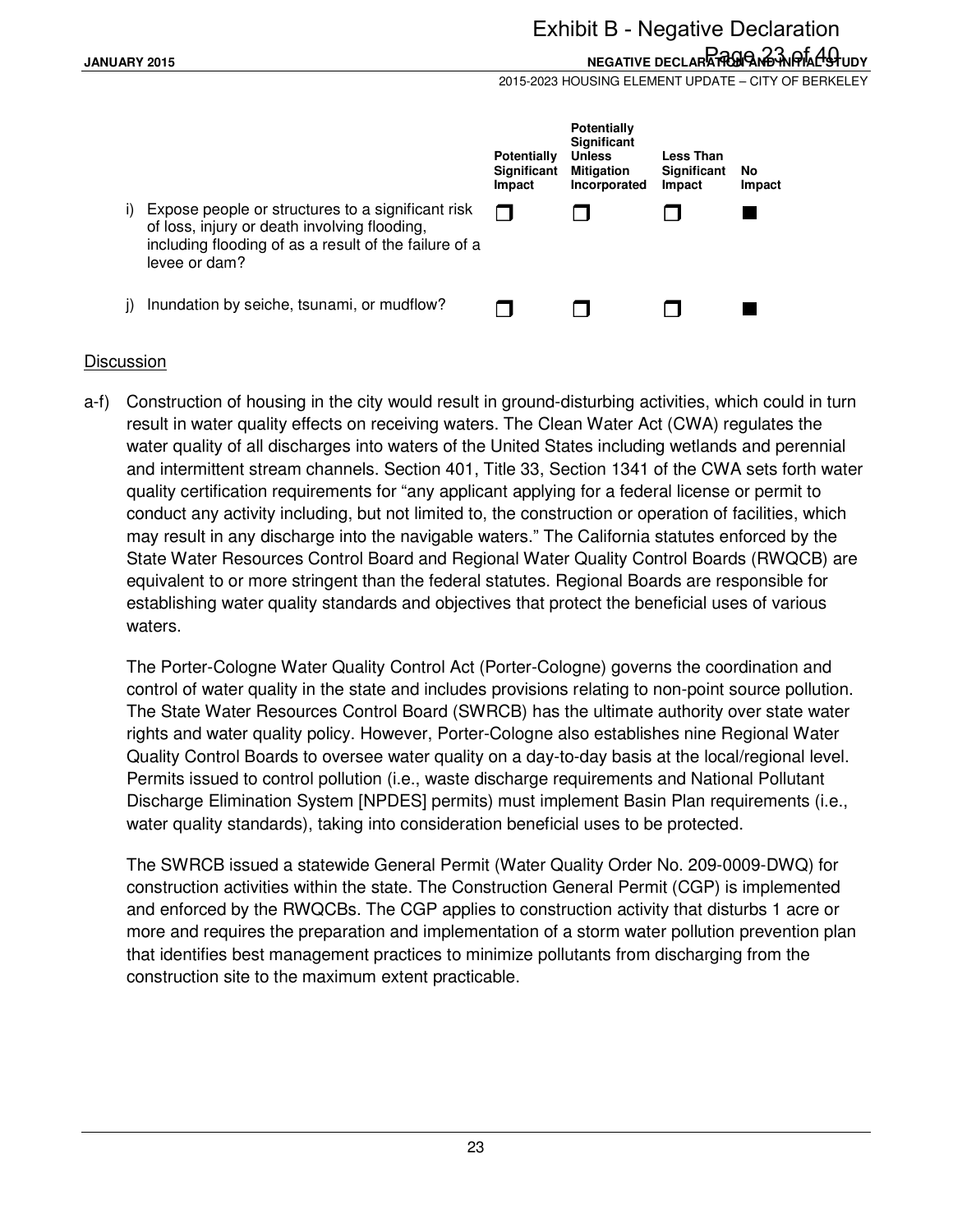| | Potentially Significant Impact | Potentially Significant Unless Mitigation Incorporated | Less Than Significant Impact | No Impact |
|---|---|---|---|---|
| i) Expose people or structures to a significant risk of loss, injury or death involving flooding, including flooding of as a result of the failure of a levee or dam? | ☐ | ☐ | ☐ | ■ |
| j) Inundation by seiche, tsunami, or mudflow? | ☐ | ☐ | ☐ | ■ |

Discussion

a-f) Construction of housing in the city would result in ground-disturbing activities, which could in turn result in water quality effects on receiving waters. The Clean Water Act (CWA) regulates the water quality of all discharges into waters of the United States including wetlands and perennial and intermittent stream channels. Section 401, Title 33, Section 1341 of the CWA sets forth water quality certification requirements for "any applicant applying for a federal license or permit to conduct any activity including, but not limited to, the construction or operation of facilities, which may result in any discharge into the navigable waters." The California statutes enforced by the State Water Resources Control Board and Regional Water Quality Control Boards (RWQCB) are equivalent to or more stringent than the federal statutes. Regional Boards are responsible for establishing water quality standards and objectives that protect the beneficial uses of various waters.

The Porter-Cologne Water Quality Control Act (Porter-Cologne) governs the coordination and control of water quality in the state and includes provisions relating to non-point source pollution. The State Water Resources Control Board (SWRCB) has the ultimate authority over state water rights and water quality policy. However, Porter-Cologne also establishes nine Regional Water Quality Control Boards to oversee water quality on a day-to-day basis at the local/regional level. Permits issued to control pollution (i.e., waste discharge requirements and National Pollutant Discharge Elimination System [NPDES] permits) must implement Basin Plan requirements (i.e., water quality standards), taking into consideration beneficial uses to be protected.

The SWRCB issued a statewide General Permit (Water Quality Order No. 209-0009-DWQ) for construction activities within the state. The Construction General Permit (CGP) is implemented and enforced by the RWQCBs. The CGP applies to construction activity that disturbs 1 acre or more and requires the preparation and implementation of a storm water pollution prevention plan that identifies best management practices to minimize pollutants from discharging from the construction site to the maximum extent practicable.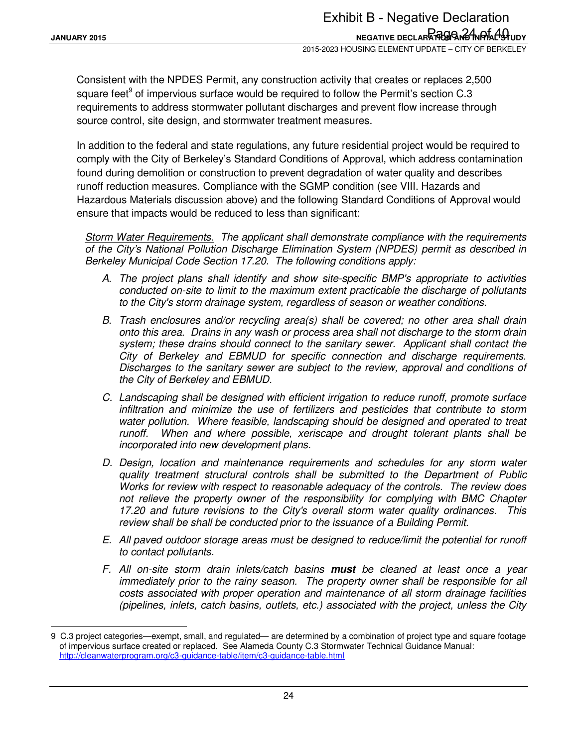Consistent with the NPDES Permit, any construction activity that creates or replaces 2,500 square feet[9] of impervious surface would be required to follow the Permit's section C.3 requirements to address stormwater pollutant discharges and prevent flow increase through source control, site design, and stormwater treatment measures.

In addition to the federal and state regulations, any future residential project would be required to comply with the City of Berkeley's Standard Conditions of Approval, which address contamination found during demolition or construction to prevent degradation of water quality and describes runoff reduction measures. Compliance with the SGMP condition (see VIII. Hazards and Hazardous Materials discussion above) and the following Standard Conditions of Approval would ensure that impacts would be reduced to less than significant:

*Storm Water Requirements. The applicant shall demonstrate compliance with the requirements of the City's National Pollution Discharge Elimination System (NPDES) permit as described in Berkeley Municipal Code Section 17.20. The following conditions apply:*

*A. The project plans shall identify and show site-specific BMP's appropriate to activities conducted on-site to limit to the maximum extent practicable the discharge of pollutants to the City's storm drainage system, regardless of season or weather conditions.*

*B. Trash enclosures and/or recycling area(s) shall be covered; no other area shall drain onto this area. Drains in any wash or process area shall not discharge to the storm drain system; these drains should connect to the sanitary sewer. Applicant shall contact the City of Berkeley and EBMUD for specific connection and discharge requirements. Discharges to the sanitary sewer are subject to the review, approval and conditions of the City of Berkeley and EBMUD.*

*C. Landscaping shall be designed with efficient irrigation to reduce runoff, promote surface infiltration and minimize the use of fertilizers and pesticides that contribute to storm water pollution. Where feasible, landscaping should be designed and operated to treat runoff. When and where possible, xeriscape and drought tolerant plants shall be incorporated into new development plans.*

*D. Design, location and maintenance requirements and schedules for any storm water quality treatment structural controls shall be submitted to the Department of Public Works for review with respect to reasonable adequacy of the controls. The review does not relieve the property owner of the responsibility for complying with BMC Chapter 17.20 and future revisions to the City's overall storm water quality ordinances. This review shall be shall be conducted prior to the issuance of a Building Permit.*

*E. All paved outdoor storage areas must be designed to reduce/limit the potential for runoff to contact pollutants.*

*F. All on-site storm drain inlets/catch basins **must** be cleaned at least once a year immediately prior to the rainy season. The property owner shall be responsible for all costs associated with proper operation and maintenance of all storm drainage facilities (pipelines, inlets, catch basins, outlets, etc.) associated with the project, unless the City*

---

9 C.3 project categories—exempt, small, and regulated— are determined by a combination of project type and square footage of impervious surface created or replaced. See Alameda County C.3 Stormwater Technical Guidance Manual: http://cleanwaterprogram.org/c3-guidance-table/item/c3-guidance-table.html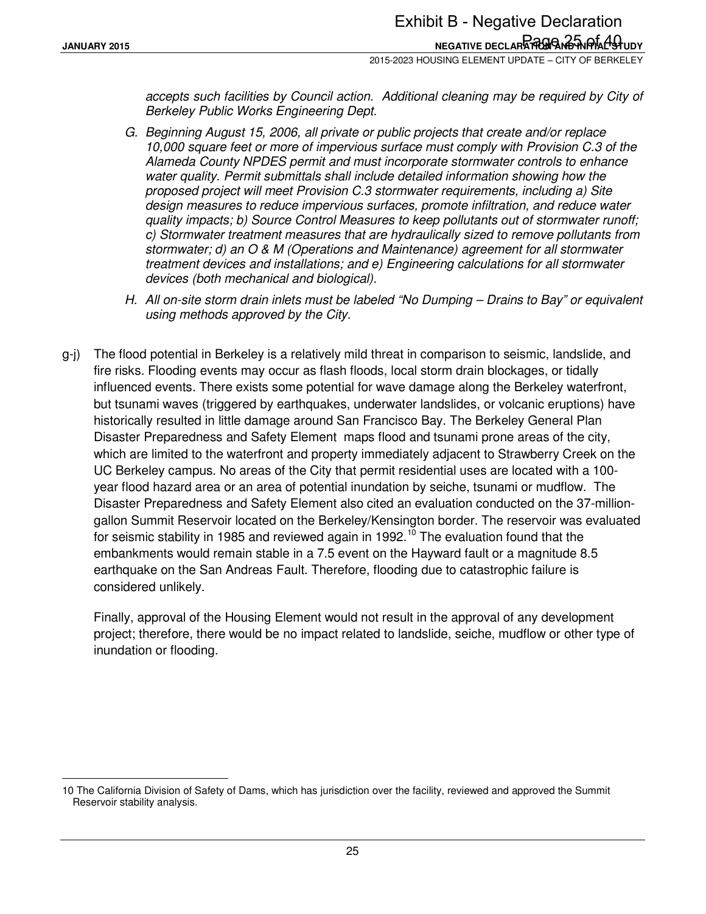*accepts such facilities by Council action. Additional cleaning may be required by City of Berkeley Public Works Engineering Dept.*

G. *Beginning August 15, 2006, all private or public projects that create and/or replace 10,000 square feet or more of impervious surface must comply with Provision C.3 of the Alameda County NPDES permit and must incorporate stormwater controls to enhance water quality. Permit submittals shall include detailed information showing how the proposed project will meet Provision C.3 stormwater requirements, including a) Site design measures to reduce impervious surfaces, promote infiltration, and reduce water quality impacts; b) Source Control Measures to keep pollutants out of stormwater runoff; c) Stormwater treatment measures that are hydraulically sized to remove pollutants from stormwater; d) an O & M (Operations and Maintenance) agreement for all stormwater treatment devices and installations; and e) Engineering calculations for all stormwater devices (both mechanical and biological).*

H. *All on-site storm drain inlets must be labeled "No Dumping – Drains to Bay" or equivalent using methods approved by the City.*

g-j) The flood potential in Berkeley is a relatively mild threat in comparison to seismic, landslide, and fire risks. Flooding events may occur as flash floods, local storm drain blockages, or tidally influenced events. There exists some potential for wave damage along the Berkeley waterfront, but tsunami waves (triggered by earthquakes, underwater landslides, or volcanic eruptions) have historically resulted in little damage around San Francisco Bay. The Berkeley General Plan Disaster Preparedness and Safety Element maps flood and tsunami prone areas of the city, which are limited to the waterfront and property immediately adjacent to Strawberry Creek on the UC Berkeley campus. No areas of the City that permit residential uses are located with a 100-year flood hazard area or an area of potential inundation by seiche, tsunami or mudflow. The Disaster Preparedness and Safety Element also cited an evaluation conducted on the 37-million-gallon Summit Reservoir located on the Berkeley/Kensington border. The reservoir was evaluated for seismic stability in 1985 and reviewed again in 1992.[10] The evaluation found that the embankments would remain stable in a 7.5 event on the Hayward fault or a magnitude 8.5 earthquake on the San Andreas Fault. Therefore, flooding due to catastrophic failure is considered unlikely.

Finally, approval of the Housing Element would not result in the approval of any development project; therefore, there would be no impact related to landslide, seiche, mudflow or other type of inundation or flooding.

[10] The California Division of Safety of Dams, which has jurisdiction over the facility, reviewed and approved the Summit Reservoir stability analysis.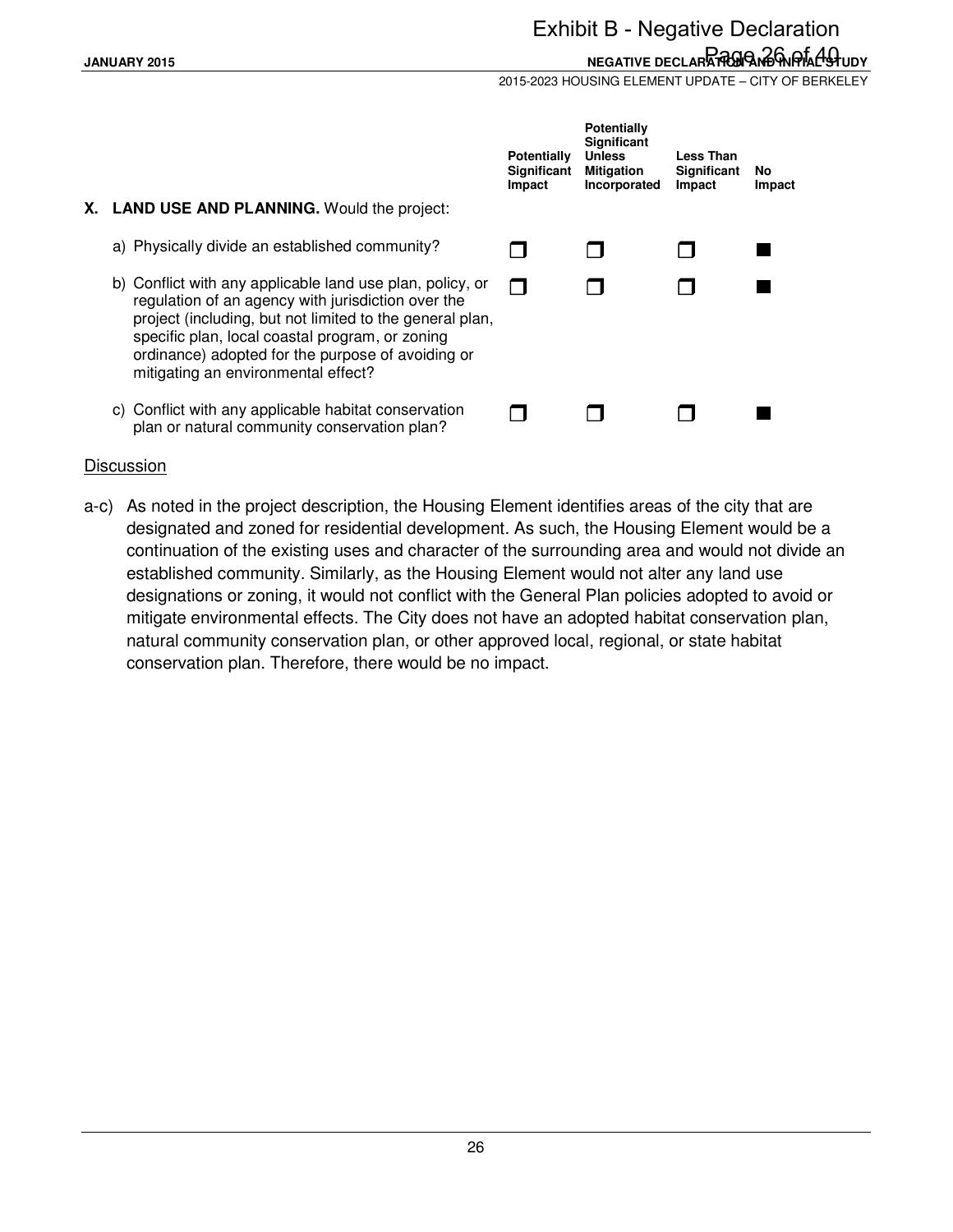| | Potentially Significant Impact | Potentially Significant Unless Mitigation Incorporated | Less Than Significant Impact | No Impact |
|---|---|---|---|---|
| **X. LAND USE AND PLANNING.** Would the project: | | | | |
| a) Physically divide an established community? | ☐ | ☐ | ☐ | ■ |
| b) Conflict with any applicable land use plan, policy, or regulation of an agency with jurisdiction over the project (including, but not limited to the general plan, specific plan, local coastal program, or zoning ordinance) adopted for the purpose of avoiding or mitigating an environmental effect? | ☐ | ☐ | ☐ | ■ |
| c) Conflict with any applicable habitat conservation plan or natural community conservation plan? | ☐ | ☐ | ☐ | ■ |

Discussion

a-c) As noted in the project description, the Housing Element identifies areas of the city that are designated and zoned for residential development. As such, the Housing Element would be a continuation of the existing uses and character of the surrounding area and would not divide an established community. Similarly, as the Housing Element would not alter any land use designations or zoning, it would not conflict with the General Plan policies adopted to avoid or mitigate environmental effects. The City does not have an adopted habitat conservation plan, natural community conservation plan, or other approved local, regional, or state habitat conservation plan. Therefore, there would be no impact.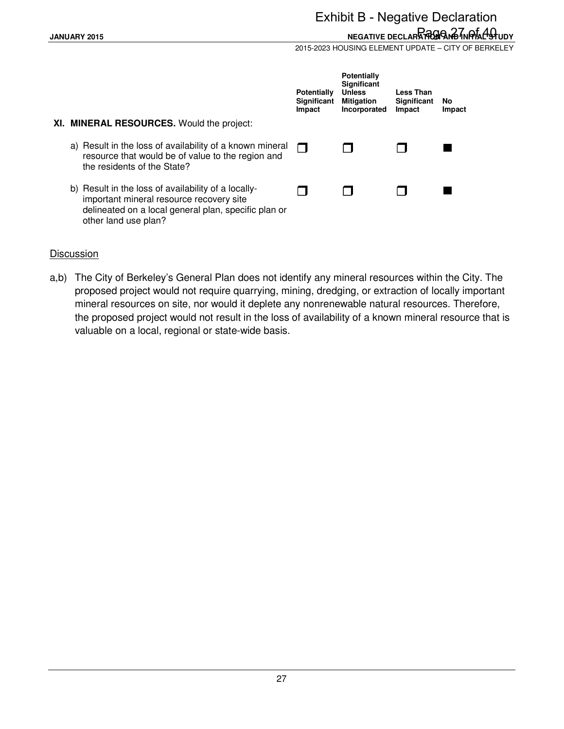| | Potentially Significant Impact | Potentially Significant Unless Mitigation Incorporated | Less Than Significant Impact | No Impact |
|---|---|---|---|---|
| **XI. MINERAL RESOURCES.** Would the project: | | | | |
| a) Result in the loss of availability of a known mineral resource that would be of value to the region and the residents of the State? | ☐ | ☐ | ☐ | ■ |
| b) Result in the loss of availability of a locally-important mineral resource recovery site delineated on a local general plan, specific plan or other land use plan? | ☐ | ☐ | ☐ | ■ |

Discussion

a,b) The City of Berkeley's General Plan does not identify any mineral resources within the City. The proposed project would not require quarrying, mining, dredging, or extraction of locally important mineral resources on site, nor would it deplete any nonrenewable natural resources. Therefore, the proposed project would not result in the loss of availability of a known mineral resource that is valuable on a local, regional or state-wide basis.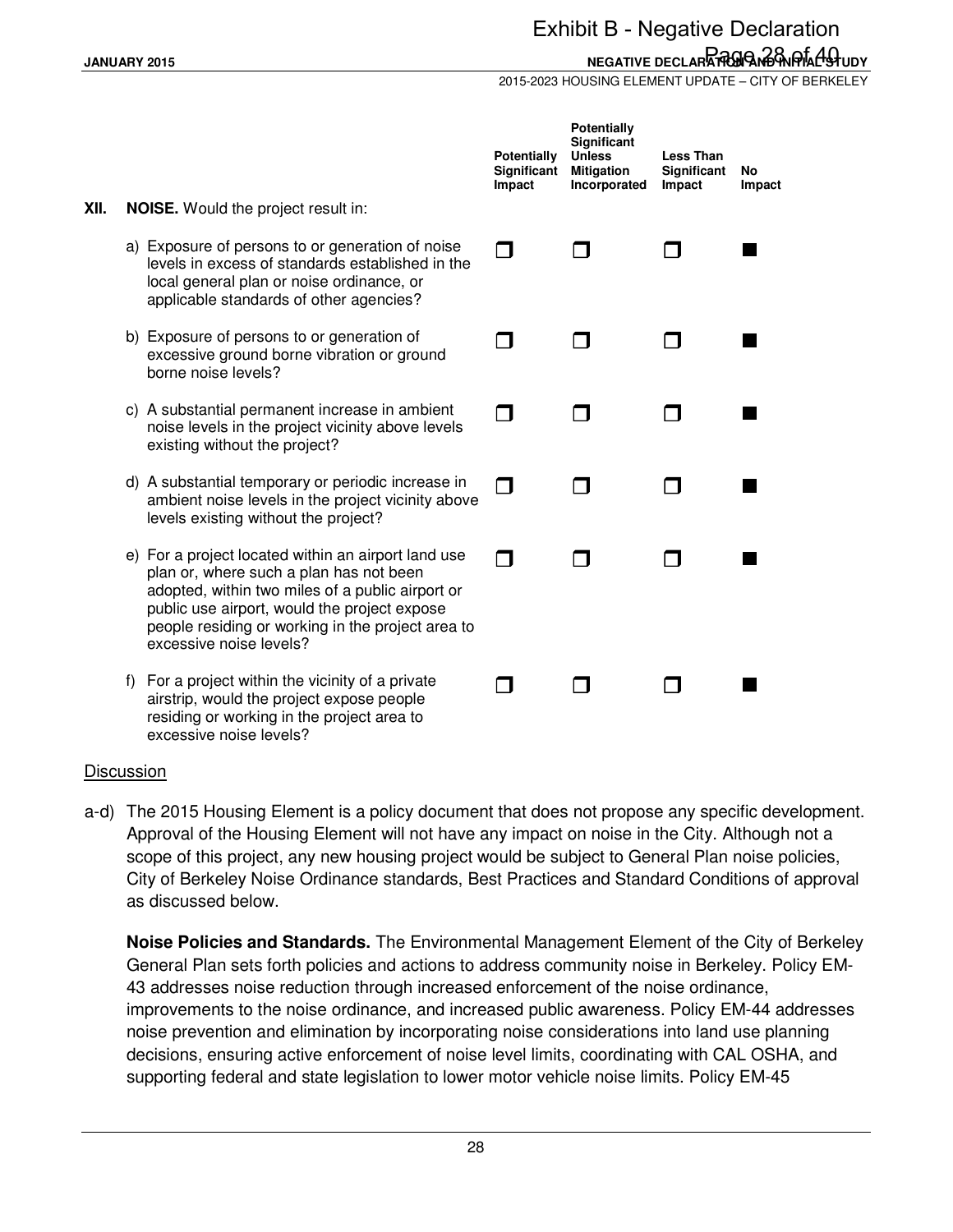| | Potentially Significant Impact | Potentially Significant Unless Mitigation Incorporated | Less Than Significant Impact | No Impact |
|---|---|---|---|---|
| **XII. NOISE.** Would the project result in: | | | | |
| a) Exposure of persons to or generation of noise levels in excess of standards established in the local general plan or noise ordinance, or applicable standards of other agencies? | ☐ | ☐ | ☐ | ■ |
| b) Exposure of persons to or generation of excessive ground borne vibration or ground borne noise levels? | ☐ | ☐ | ☐ | ■ |
| c) A substantial permanent increase in ambient noise levels in the project vicinity above levels existing without the project? | ☐ | ☐ | ☐ | ■ |
| d) A substantial temporary or periodic increase in ambient noise levels in the project vicinity above levels existing without the project? | ☐ | ☐ | ☐ | ■ |
| e) For a project located within an airport land use plan or, where such a plan has not been adopted, within two miles of a public airport or public use airport, would the project expose people residing or working in the project area to excessive noise levels? | ☐ | ☐ | ☐ | ■ |
| f) For a project within the vicinity of a private airstrip, would the project expose people residing or working in the project area to excessive noise levels? | ☐ | ☐ | ☐ | ■ |

Discussion

a-d) The 2015 Housing Element is a policy document that does not propose any specific development. Approval of the Housing Element will not have any impact on noise in the City. Although not a scope of this project, any new housing project would be subject to General Plan noise policies, City of Berkeley Noise Ordinance standards, Best Practices and Standard Conditions of approval as discussed below.

**Noise Policies and Standards.** The Environmental Management Element of the City of Berkeley General Plan sets forth policies and actions to address community noise in Berkeley. Policy EM-43 addresses noise reduction through increased enforcement of the noise ordinance, improvements to the noise ordinance, and increased public awareness. Policy EM-44 addresses noise prevention and elimination by incorporating noise considerations into land use planning decisions, ensuring active enforcement of noise level limits, coordinating with CAL OSHA, and supporting federal and state legislation to lower motor vehicle noise limits. Policy EM-45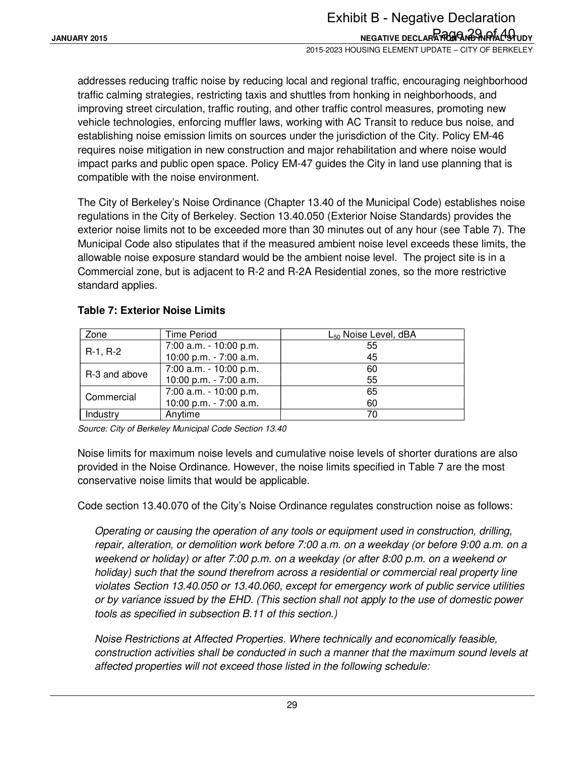addresses reducing traffic noise by reducing local and regional traffic, encouraging neighborhood traffic calming strategies, restricting taxis and shuttles from honking in neighborhoods, and improving street circulation, traffic routing, and other traffic control measures, promoting new vehicle technologies, enforcing muffler laws, working with AC Transit to reduce bus noise, and establishing noise emission limits on sources under the jurisdiction of the City. Policy EM-46 requires noise mitigation in new construction and major rehabilitation and where noise would impact parks and public open space. Policy EM-47 guides the City in land use planning that is compatible with the noise environment.

The City of Berkeley's Noise Ordinance (Chapter 13.40 of the Municipal Code) establishes noise regulations in the City of Berkeley. Section 13.40.050 (Exterior Noise Standards) provides the exterior noise limits not to be exceeded more than 30 minutes out of any hour (see Table 7). The Municipal Code also stipulates that if the measured ambient noise level exceeds these limits, the allowable noise exposure standard would be the ambient noise level. The project site is in a Commercial zone, but is adjacent to R-2 and R-2A Residential zones, so the more restrictive standard applies.

**Table 7: Exterior Noise Limits**

| Zone | Time Period | $L_{50}$ Noise Level, dBA |
|---|---|---|
| R-1, R-2 | 7:00 a.m. - 10:00 p.m. | 55 |
| | 10:00 p.m. - 7:00 a.m. | 45 |
| R-3 and above | 7:00 a.m. - 10:00 p.m. | 60 |
| | 10:00 p.m. - 7:00 a.m. | 55 |
| Commercial | 7:00 a.m. - 10:00 p.m. | 65 |
| | 10:00 p.m. - 7:00 a.m. | 60 |
| Industry | Anytime | 70 |

*Source: City of Berkeley Municipal Code Section 13.40*

Noise limits for maximum noise levels and cumulative noise levels of shorter durations are also provided in the Noise Ordinance. However, the noise limits specified in Table 7 are the most conservative noise limits that would be applicable.

Code section 13.40.070 of the City's Noise Ordinance regulates construction noise as follows:

*Operating or causing the operation of any tools or equipment used in construction, drilling, repair, alteration, or demolition work before 7:00 a.m. on a weekday (or before 9:00 a.m. on a weekend or holiday) or after 7:00 p.m. on a weekday (or after 8:00 p.m. on a weekend or holiday) such that the sound therefrom across a residential or commercial real property line violates Section 13.40.050 or 13.40.060, except for emergency work of public service utilities or by variance issued by the EHD. (This section shall not apply to the use of domestic power tools as specified in subsection B.11 of this section.)*

*Noise Restrictions at Affected Properties. Where technically and economically feasible, construction activities shall be conducted in such a manner that the maximum sound levels at affected properties will not exceed those listed in the following schedule:*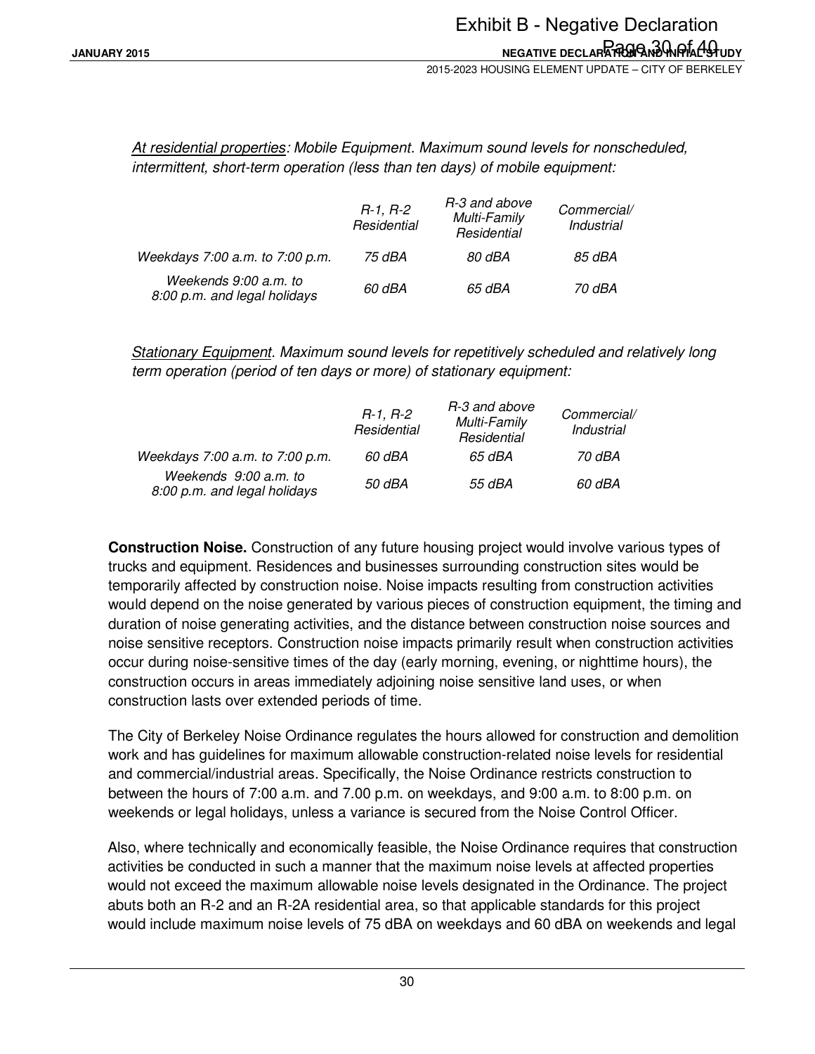*At residential properties: Mobile Equipment. Maximum sound levels for nonscheduled, intermittent, short-term operation (less than ten days) of mobile equipment:*

| | *R-1, R-2 Residential* | *R-3 and above Multi-Family Residential* | *Commercial/ Industrial* |
|---|---|---|---|
| *Weekdays 7:00 a.m. to 7:00 p.m.* | *75 dBA* | *80 dBA* | *85 dBA* |
| *Weekends 9:00 a.m. to 8:00 p.m. and legal holidays* | *60 dBA* | *65 dBA* | *70 dBA* |

*Stationary Equipment. Maximum sound levels for repetitively scheduled and relatively long term operation (period of ten days or more) of stationary equipment:*

| | *R-1, R-2 Residential* | *R-3 and above Multi-Family Residential* | *Commercial/ Industrial* |
|---|---|---|---|
| *Weekdays 7:00 a.m. to 7:00 p.m.* | *60 dBA* | *65 dBA* | *70 dBA* |
| *Weekends 9:00 a.m. to 8:00 p.m. and legal holidays* | *50 dBA* | *55 dBA* | *60 dBA* |

**Construction Noise.** Construction of any future housing project would involve various types of trucks and equipment. Residences and businesses surrounding construction sites would be temporarily affected by construction noise. Noise impacts resulting from construction activities would depend on the noise generated by various pieces of construction equipment, the timing and duration of noise generating activities, and the distance between construction noise sources and noise sensitive receptors. Construction noise impacts primarily result when construction activities occur during noise-sensitive times of the day (early morning, evening, or nighttime hours), the construction occurs in areas immediately adjoining noise sensitive land uses, or when construction lasts over extended periods of time.

The City of Berkeley Noise Ordinance regulates the hours allowed for construction and demolition work and has guidelines for maximum allowable construction-related noise levels for residential and commercial/industrial areas. Specifically, the Noise Ordinance restricts construction to between the hours of 7:00 a.m. and 7.00 p.m. on weekdays, and 9:00 a.m. to 8:00 p.m. on weekends or legal holidays, unless a variance is secured from the Noise Control Officer.

Also, where technically and economically feasible, the Noise Ordinance requires that construction activities be conducted in such a manner that the maximum noise levels at affected properties would not exceed the maximum allowable noise levels designated in the Ordinance. The project abuts both an R-2 and an R-2A residential area, so that applicable standards for this project would include maximum noise levels of 75 dBA on weekdays and 60 dBA on weekends and legal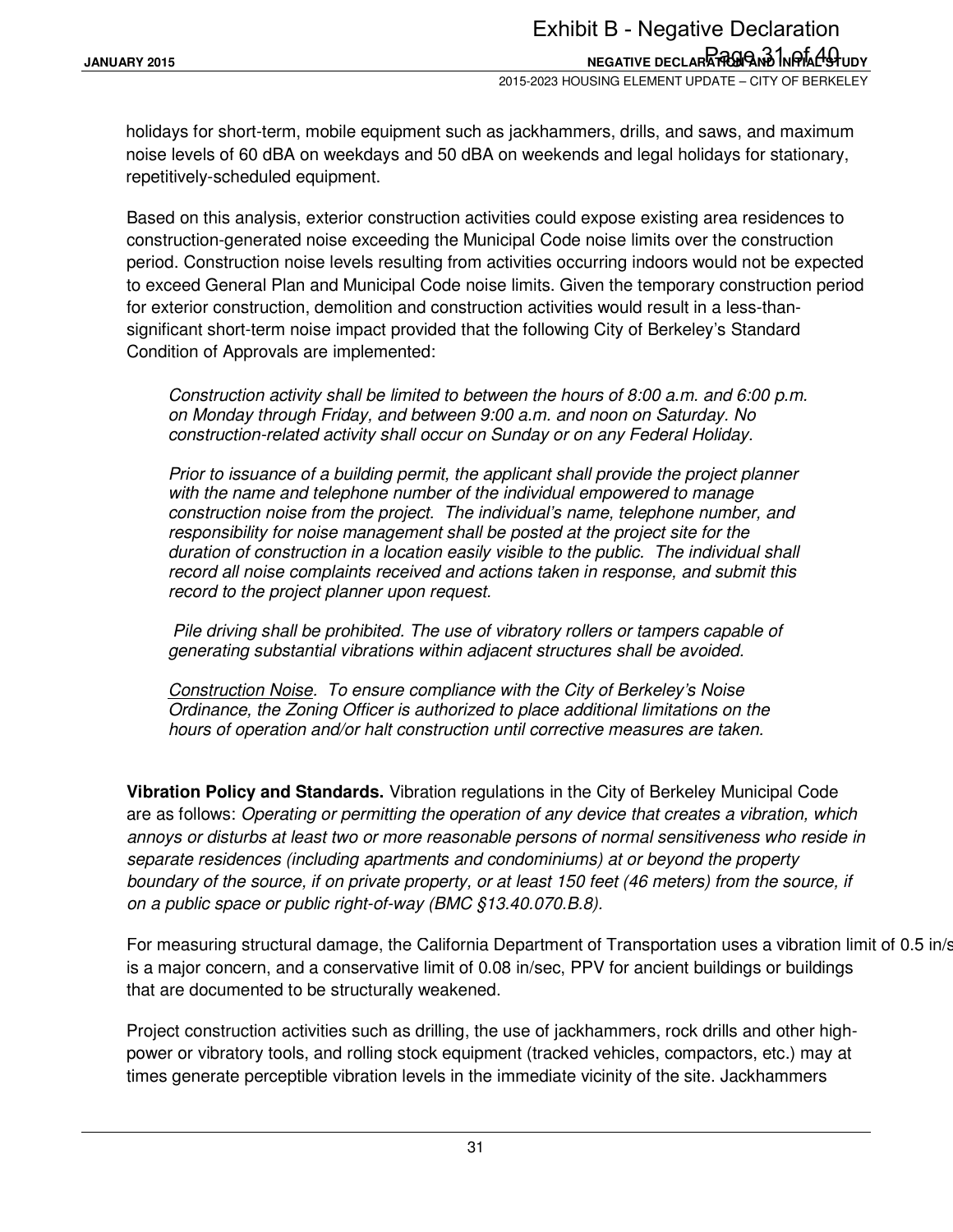holidays for short-term, mobile equipment such as jackhammers, drills, and saws, and maximum noise levels of 60 dBA on weekdays and 50 dBA on weekends and legal holidays for stationary, repetitively-scheduled equipment.

Based on this analysis, exterior construction activities could expose existing area residences to construction-generated noise exceeding the Municipal Code noise limits over the construction period. Construction noise levels resulting from activities occurring indoors would not be expected to exceed General Plan and Municipal Code noise limits. Given the temporary construction period for exterior construction, demolition and construction activities would result in a less-than-significant short-term noise impact provided that the following City of Berkeley's Standard Condition of Approvals are implemented:

> *Construction activity shall be limited to between the hours of 8:00 a.m. and 6:00 p.m. on Monday through Friday, and between 9:00 a.m. and noon on Saturday. No construction-related activity shall occur on Sunday or on any Federal Holiday.*
>
> *Prior to issuance of a building permit, the applicant shall provide the project planner with the name and telephone number of the individual empowered to manage construction noise from the project. The individual's name, telephone number, and responsibility for noise management shall be posted at the project site for the duration of construction in a location easily visible to the public. The individual shall record all noise complaints received and actions taken in response, and submit this record to the project planner upon request.*
>
> *Pile driving shall be prohibited. The use of vibratory rollers or tampers capable of generating substantial vibrations within adjacent structures shall be avoided.*
>
> *Construction Noise. To ensure compliance with the City of Berkeley's Noise Ordinance, the Zoning Officer is authorized to place additional limitations on the hours of operation and/or halt construction until corrective measures are taken.*

**Vibration Policy and Standards.** Vibration regulations in the City of Berkeley Municipal Code are as follows: *Operating or permitting the operation of any device that creates a vibration, which annoys or disturbs at least two or more reasonable persons of normal sensitiveness who reside in separate residences (including apartments and condominiums) at or beyond the property boundary of the source, if on private property, or at least 150 feet (46 meters) from the source, if on a public space or public right-of-way (BMC §13.40.070.B.8).*

For measuring structural damage, the California Department of Transportation uses a vibration limit of 0.5 in/s is a major concern, and a conservative limit of 0.08 in/sec, PPV for ancient buildings or buildings that are documented to be structurally weakened.

Project construction activities such as drilling, the use of jackhammers, rock drills and other high-power or vibratory tools, and rolling stock equipment (tracked vehicles, compactors, etc.) may at times generate perceptible vibration levels in the immediate vicinity of the site. Jackhammers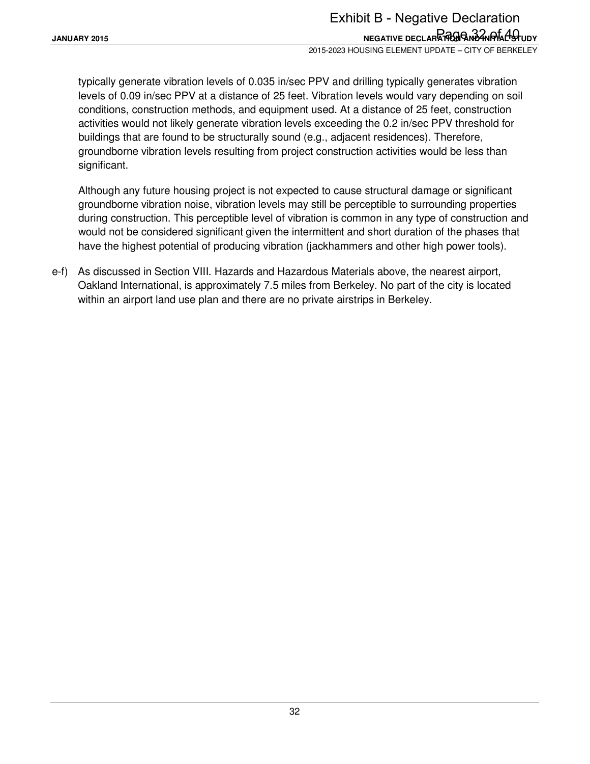typically generate vibration levels of 0.035 in/sec PPV and drilling typically generates vibration levels of 0.09 in/sec PPV at a distance of 25 feet. Vibration levels would vary depending on soil conditions, construction methods, and equipment used. At a distance of 25 feet, construction activities would not likely generate vibration levels exceeding the 0.2 in/sec PPV threshold for buildings that are found to be structurally sound (e.g., adjacent residences). Therefore, groundborne vibration levels resulting from project construction activities would be less than significant.

Although any future housing project is not expected to cause structural damage or significant groundborne vibration noise, vibration levels may still be perceptible to surrounding properties during construction. This perceptible level of vibration is common in any type of construction and would not be considered significant given the intermittent and short duration of the phases that have the highest potential of producing vibration (jackhammers and other high power tools).

e-f) As discussed in Section VIII. Hazards and Hazardous Materials above, the nearest airport, Oakland International, is approximately 7.5 miles from Berkeley. No part of the city is located within an airport land use plan and there are no private airstrips in Berkeley.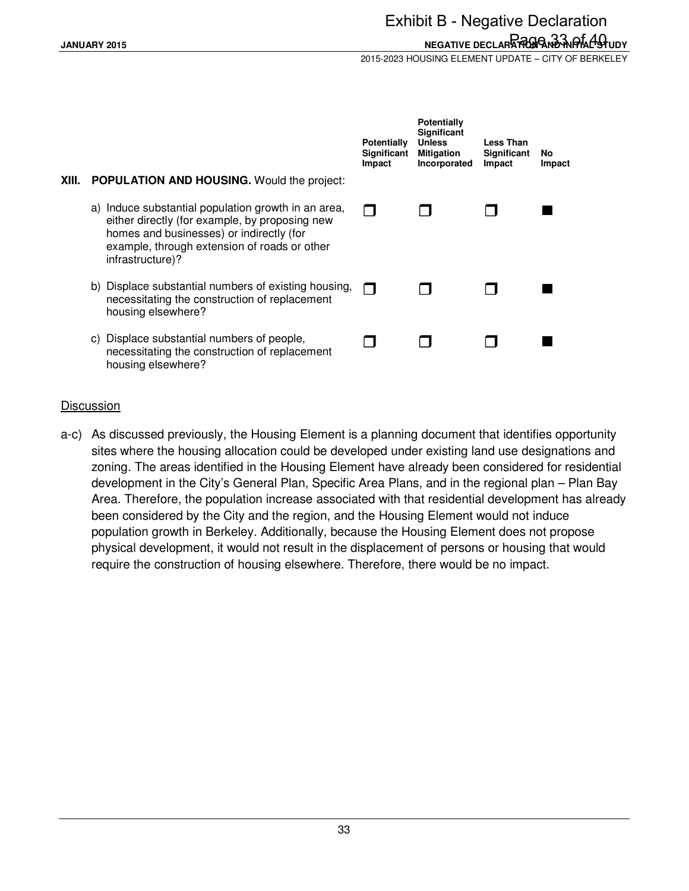| | Potentially Significant Impact | Potentially Significant Unless Mitigation Incorporated | Less Than Significant Impact | No Impact |
|---|---|---|---|---|
| **XIII. POPULATION AND HOUSING.** Would the project: | | | | |
| a) Induce substantial population growth in an area, either directly (for example, by proposing new homes and businesses) or indirectly (for example, through extension of roads or other infrastructure)? | ☐ | ☐ | ☐ | ■ |
| b) Displace substantial numbers of existing housing, necessitating the construction of replacement housing elsewhere? | ☐ | ☐ | ☐ | ■ |
| c) Displace substantial numbers of people, necessitating the construction of replacement housing elsewhere? | ☐ | ☐ | ☐ | ■ |

Discussion

a-c) As discussed previously, the Housing Element is a planning document that identifies opportunity sites where the housing allocation could be developed under existing land use designations and zoning. The areas identified in the Housing Element have already been considered for residential development in the City's General Plan, Specific Area Plans, and in the regional plan – Plan Bay Area. Therefore, the population increase associated with that residential development has already been considered by the City and the region, and the Housing Element would not induce population growth in Berkeley. Additionally, because the Housing Element does not propose physical development, it would not result in the displacement of persons or housing that would require the construction of housing elsewhere. Therefore, there would be no impact.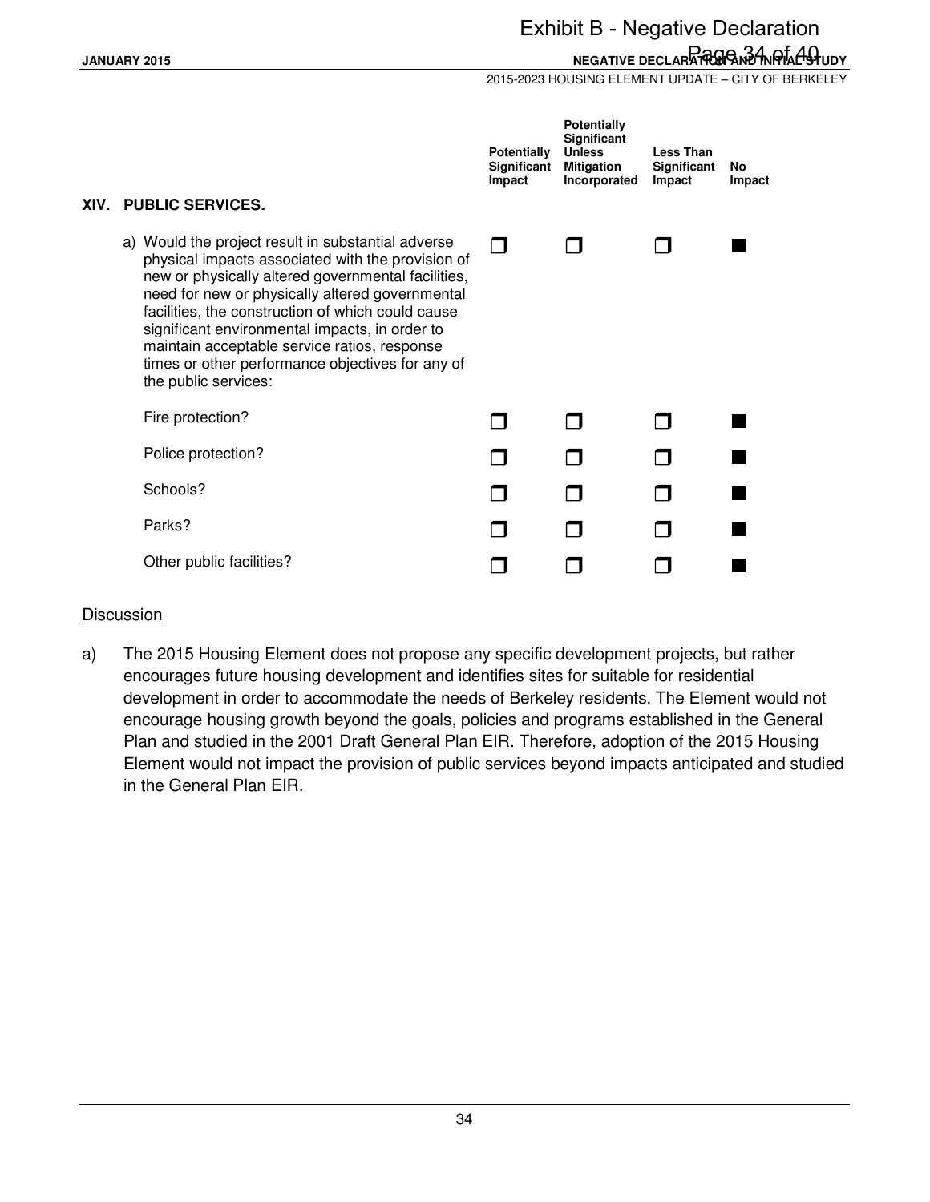| | Potentially Significant Impact | Potentially Significant Unless Mitigation Incorporated | Less Than Significant Impact | No Impact |
|---|---|---|---|---|
| **XIV. PUBLIC SERVICES.** | | | | |
| a) Would the project result in substantial adverse physical impacts associated with the provision of new or physically altered governmental facilities, need for new or physically altered governmental facilities, the construction of which could cause significant environmental impacts, in order to maintain acceptable service ratios, response times or other performance objectives for any of the public services: | ☐ | ☐ | ☐ | ■ |
| Fire protection? | ☐ | ☐ | ☐ | ■ |
| Police protection? | ☐ | ☐ | ☐ | ■ |
| Schools? | ☐ | ☐ | ☐ | ■ |
| Parks? | ☐ | ☐ | ☐ | ■ |
| Other public facilities? | ☐ | ☐ | ☐ | ■ |

Discussion

a) The 2015 Housing Element does not propose any specific development projects, but rather encourages future housing development and identifies sites for suitable for residential development in order to accommodate the needs of Berkeley residents. The Element would not encourage housing growth beyond the goals, policies and programs established in the General Plan and studied in the 2001 Draft General Plan EIR. Therefore, adoption of the 2015 Housing Element would not impact the provision of public services beyond impacts anticipated and studied in the General Plan EIR.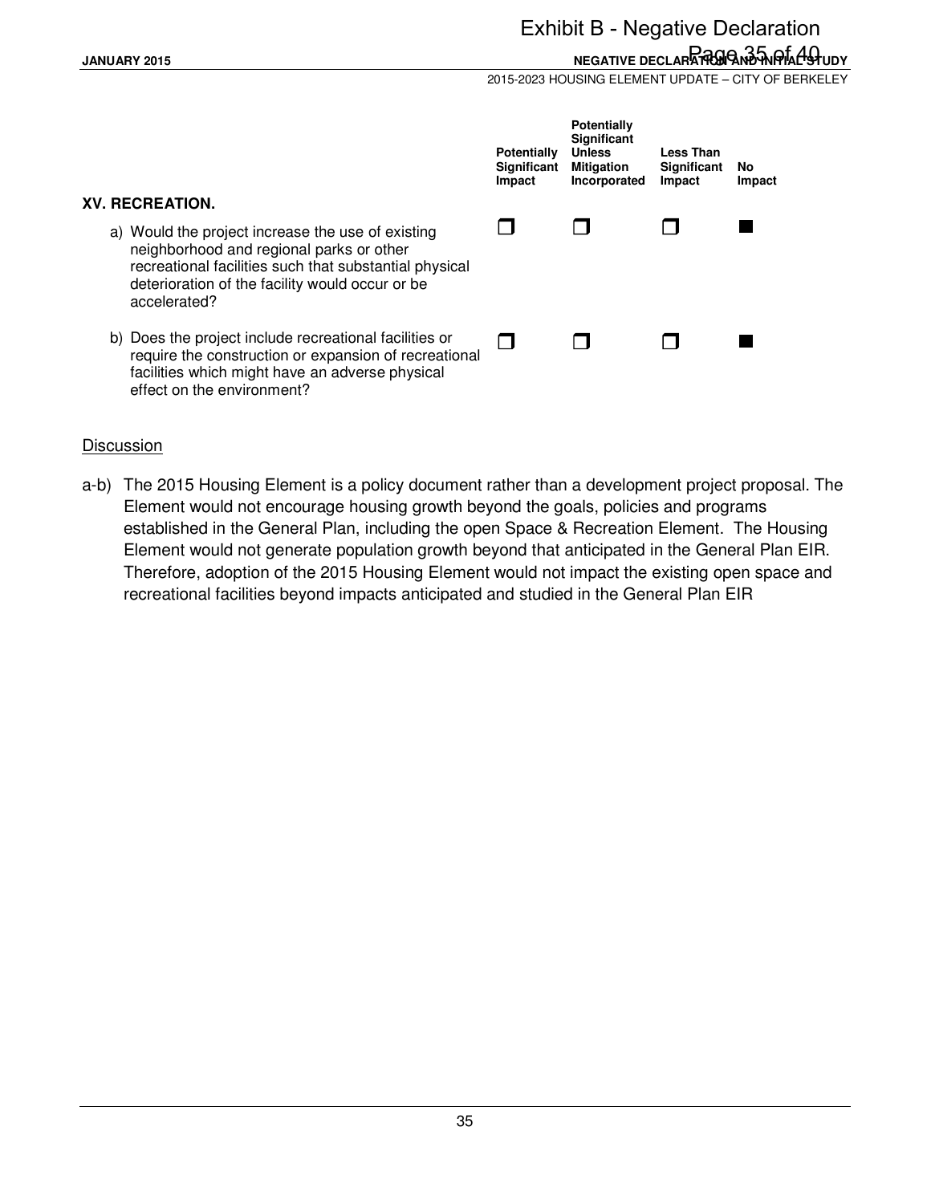| | Potentially Significant Impact | Potentially Significant Unless Mitigation Incorporated | Less Than Significant Impact | No Impact |
|---|---|---|---|---|
| **XV. RECREATION.** | | | | |
| a) Would the project increase the use of existing neighborhood and regional parks or other recreational facilities such that substantial physical deterioration of the facility would occur or be accelerated? | ☐ | ☐ | ☐ | ■ |
| b) Does the project include recreational facilities or require the construction or expansion of recreational facilities which might have an adverse physical effect on the environment? | ☐ | ☐ | ☐ | ■ |

Discussion

a-b) The 2015 Housing Element is a policy document rather than a development project proposal. The Element would not encourage housing growth beyond the goals, policies and programs established in the General Plan, including the open Space & Recreation Element. The Housing Element would not generate population growth beyond that anticipated in the General Plan EIR. Therefore, adoption of the 2015 Housing Element would not impact the existing open space and recreational facilities beyond impacts anticipated and studied in the General Plan EIR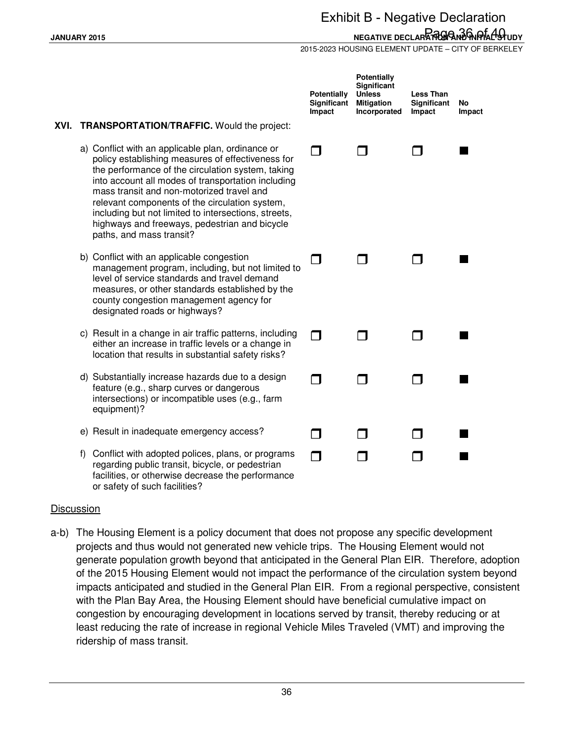| | Potentially Significant Impact | Potentially Significant Unless Mitigation Incorporated | Less Than Significant Impact | No Impact |
|---|---|---|---|---|
| **XVI. TRANSPORTATION/TRAFFIC.** Would the project: | | | | |
| a) Conflict with an applicable plan, ordinance or policy establishing measures of effectiveness for the performance of the circulation system, taking into account all modes of transportation including mass transit and non-motorized travel and relevant components of the circulation system, including but not limited to intersections, streets, highways and freeways, pedestrian and bicycle paths, and mass transit? | ❒ | ❒ | ❒ | ■ |
| b) Conflict with an applicable congestion management program, including, but not limited to level of service standards and travel demand measures, or other standards established by the county congestion management agency for designated roads or highways? | ❒ | ❒ | ❒ | ■ |
| c) Result in a change in air traffic patterns, including either an increase in traffic levels or a change in location that results in substantial safety risks? | ❒ | ❒ | ❒ | ■ |
| d) Substantially increase hazards due to a design feature (e.g., sharp curves or dangerous intersections) or incompatible uses (e.g., farm equipment)? | ❒ | ❒ | ❒ | ■ |
| e) Result in inadequate emergency access? | ❒ | ❒ | ❒ | ■ |
| f) Conflict with adopted polices, plans, or programs regarding public transit, bicycle, or pedestrian facilities, or otherwise decrease the performance or safety of such facilities? | ❒ | ❒ | ❒ | ■ |

Discussion

a-b) The Housing Element is a policy document that does not propose any specific development projects and thus would not generated new vehicle trips. The Housing Element would not generate population growth beyond that anticipated in the General Plan EIR. Therefore, adoption of the 2015 Housing Element would not impact the performance of the circulation system beyond impacts anticipated and studied in the General Plan EIR. From a regional perspective, consistent with the Plan Bay Area, the Housing Element should have beneficial cumulative impact on congestion by encouraging development in locations served by transit, thereby reducing or at least reducing the rate of increase in regional Vehicle Miles Traveled (VMT) and improving the ridership of mass transit.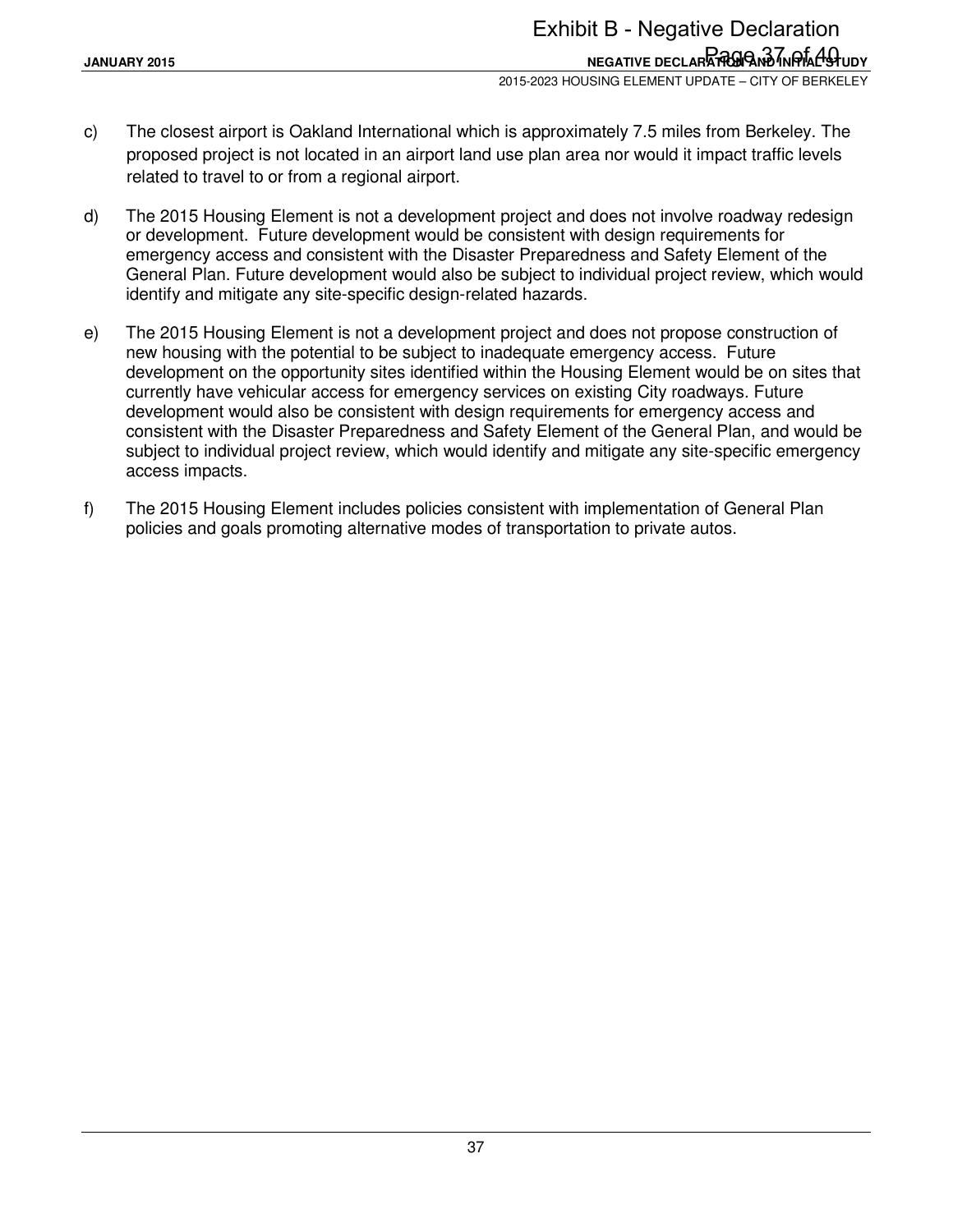c) The closest airport is Oakland International which is approximately 7.5 miles from Berkeley. The proposed project is not located in an airport land use plan area nor would it impact traffic levels related to travel to or from a regional airport.

d) The 2015 Housing Element is not a development project and does not involve roadway redesign or development. Future development would be consistent with design requirements for emergency access and consistent with the Disaster Preparedness and Safety Element of the General Plan. Future development would also be subject to individual project review, which would identify and mitigate any site-specific design-related hazards.

e) The 2015 Housing Element is not a development project and does not propose construction of new housing with the potential to be subject to inadequate emergency access. Future development on the opportunity sites identified within the Housing Element would be on sites that currently have vehicular access for emergency services on existing City roadways. Future development would also be consistent with design requirements for emergency access and consistent with the Disaster Preparedness and Safety Element of the General Plan, and would be subject to individual project review, which would identify and mitigate any site-specific emergency access impacts.

f) The 2015 Housing Element includes policies consistent with implementation of General Plan policies and goals promoting alternative modes of transportation to private autos.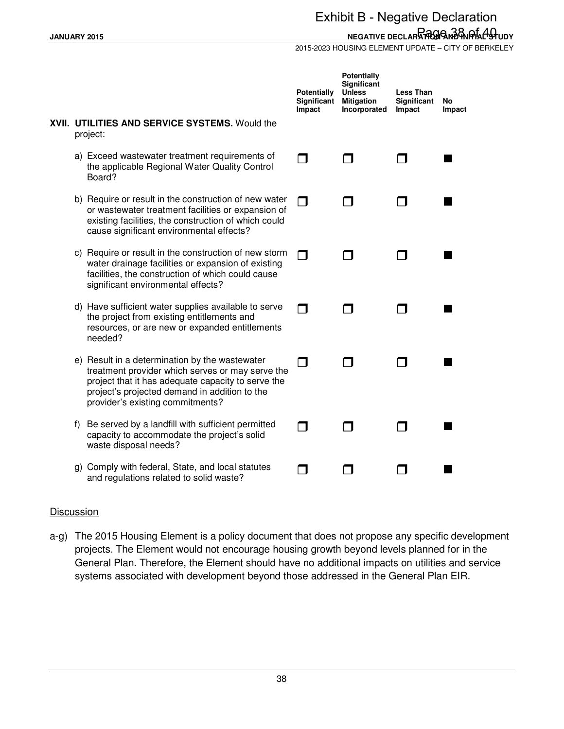| | Potentially Significant Impact | Potentially Significant Unless Mitigation Incorporated | Less Than Significant Impact | No Impact |
|---|---|---|---|---|
| **XVII. UTILITIES AND SERVICE SYSTEMS.** Would the project: | | | | |
| a) Exceed wastewater treatment requirements of the applicable Regional Water Quality Control Board? | ☐ | ☐ | ☐ | ■ |
| b) Require or result in the construction of new water or wastewater treatment facilities or expansion of existing facilities, the construction of which could cause significant environmental effects? | ☐ | ☐ | ☐ | ■ |
| c) Require or result in the construction of new storm water drainage facilities or expansion of existing facilities, the construction of which could cause significant environmental effects? | ☐ | ☐ | ☐ | ■ |
| d) Have sufficient water supplies available to serve the project from existing entitlements and resources, or are new or expanded entitlements needed? | ☐ | ☐ | ☐ | ■ |
| e) Result in a determination by the wastewater treatment provider which serves or may serve the project that it has adequate capacity to serve the project's projected demand in addition to the provider's existing commitments? | ☐ | ☐ | ☐ | ■ |
| f) Be served by a landfill with sufficient permitted capacity to accommodate the project's solid waste disposal needs? | ☐ | ☐ | ☐ | ■ |
| g) Comply with federal, State, and local statutes and regulations related to solid waste? | ☐ | ☐ | ☐ | ■ |

Discussion

a-g) The 2015 Housing Element is a policy document that does not propose any specific development projects. The Element would not encourage housing growth beyond levels planned for in the General Plan. Therefore, the Element should have no additional impacts on utilities and service systems associated with development beyond those addressed in the General Plan EIR.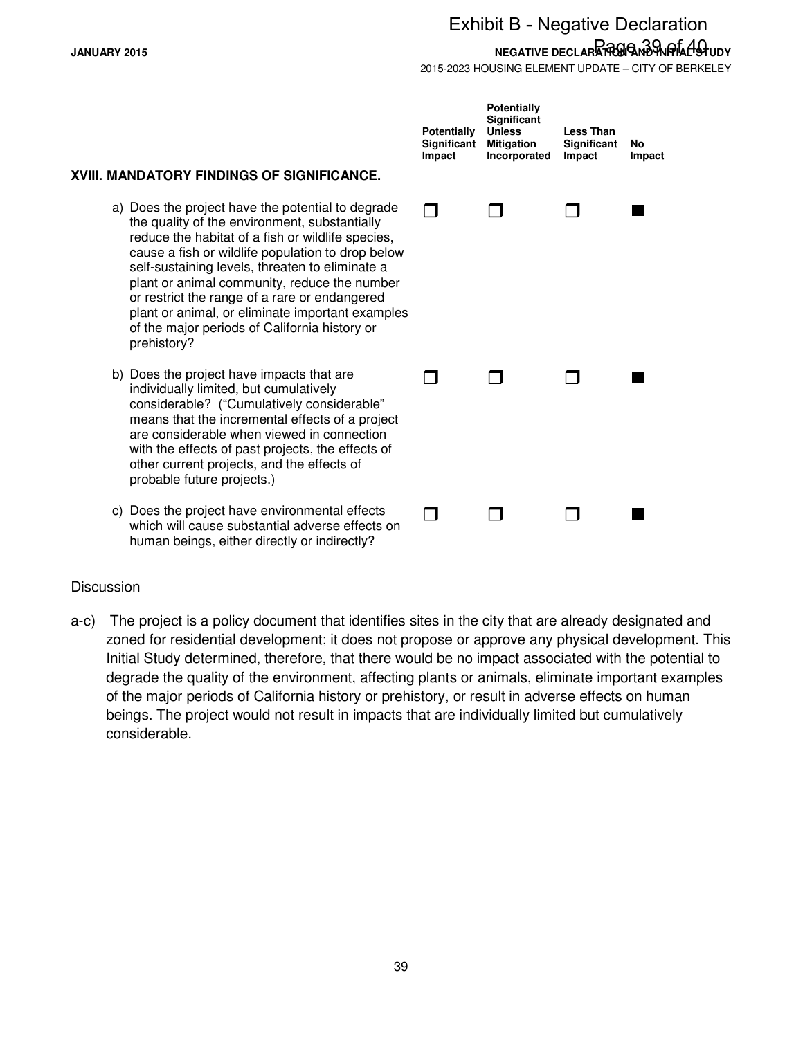| | Potentially Significant Impact | Potentially Significant Unless Mitigation Incorporated | Less Than Significant Impact | No Impact |
|---|---|---|---|---|
| **XVIII. MANDATORY FINDINGS OF SIGNIFICANCE.** | | | | |
| a) Does the project have the potential to degrade the quality of the environment, substantially reduce the habitat of a fish or wildlife species, cause a fish or wildlife population to drop below self-sustaining levels, threaten to eliminate a plant or animal community, reduce the number or restrict the range of a rare or endangered plant or animal, or eliminate important examples of the major periods of California history or prehistory? | ☐ | ☐ | ☐ | ■ |
| b) Does the project have impacts that are individually limited, but cumulatively considerable? ("Cumulatively considerable" means that the incremental effects of a project are considerable when viewed in connection with the effects of past projects, the effects of other current projects, and the effects of probable future projects.) | ☐ | ☐ | ☐ | ■ |
| c) Does the project have environmental effects which will cause substantial adverse effects on human beings, either directly or indirectly? | ☐ | ☐ | ☐ | ■ |

Discussion

a-c) The project is a policy document that identifies sites in the city that are already designated and zoned for residential development; it does not propose or approve any physical development. This Initial Study determined, therefore, that there would be no impact associated with the potential to degrade the quality of the environment, affecting plants or animals, eliminate important examples of the major periods of California history or prehistory, or result in adverse effects on human beings. The project would not result in impacts that are individually limited but cumulatively considerable.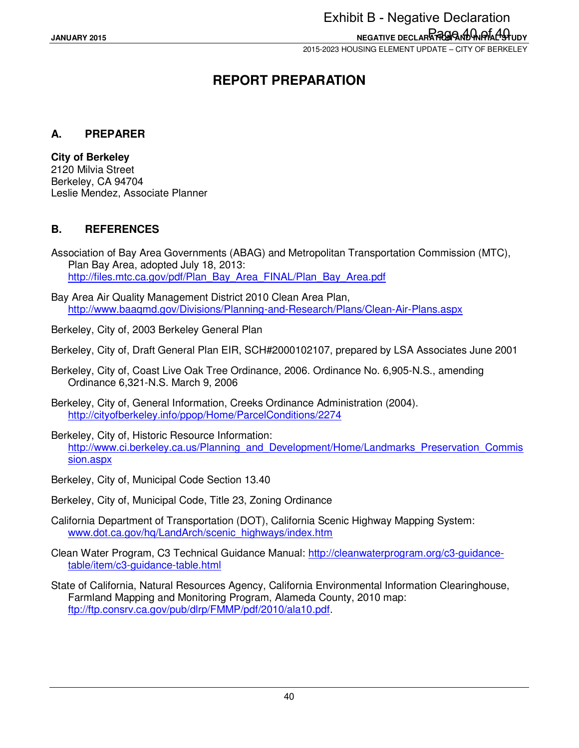# REPORT PREPARATION

## A. PREPARER

**City of Berkeley**
2120 Milvia Street
Berkeley, CA 94704
Leslie Mendez, Associate Planner

## B. REFERENCES

Association of Bay Area Governments (ABAG) and Metropolitan Transportation Commission (MTC), Plan Bay Area, adopted July 18, 2013: http://files.mtc.ca.gov/pdf/Plan_Bay_Area_FINAL/Plan_Bay_Area.pdf

Bay Area Air Quality Management District 2010 Clean Area Plan, http://www.baaqmd.gov/Divisions/Planning-and-Research/Plans/Clean-Air-Plans.aspx

Berkeley, City of, 2003 Berkeley General Plan

Berkeley, City of, Draft General Plan EIR, SCH#2000102107, prepared by LSA Associates June 2001

Berkeley, City of, Coast Live Oak Tree Ordinance, 2006. Ordinance No. 6,905-N.S., amending Ordinance 6,321-N.S. March 9, 2006

Berkeley, City of, General Information, Creeks Ordinance Administration (2004). http://cityofberkeley.info/ppop/Home/ParcelConditions/2274

Berkeley, City of, Historic Resource Information: http://www.ci.berkeley.ca.us/Planning_and_Development/Home/Landmarks_Preservation_Commission.aspx

Berkeley, City of, Municipal Code Section 13.40

Berkeley, City of, Municipal Code, Title 23, Zoning Ordinance

California Department of Transportation (DOT), California Scenic Highway Mapping System: www.dot.ca.gov/hq/LandArch/scenic_highways/index.htm

Clean Water Program, C3 Technical Guidance Manual: http://cleanwaterprogram.org/c3-guidance-table/item/c3-guidance-table.html

State of California, Natural Resources Agency, California Environmental Information Clearinghouse, Farmland Mapping and Monitoring Program, Alameda County, 2010 map: ftp://ftp.consrv.ca.gov/pub/dlrp/FMMP/pdf/2010/ala10.pdf.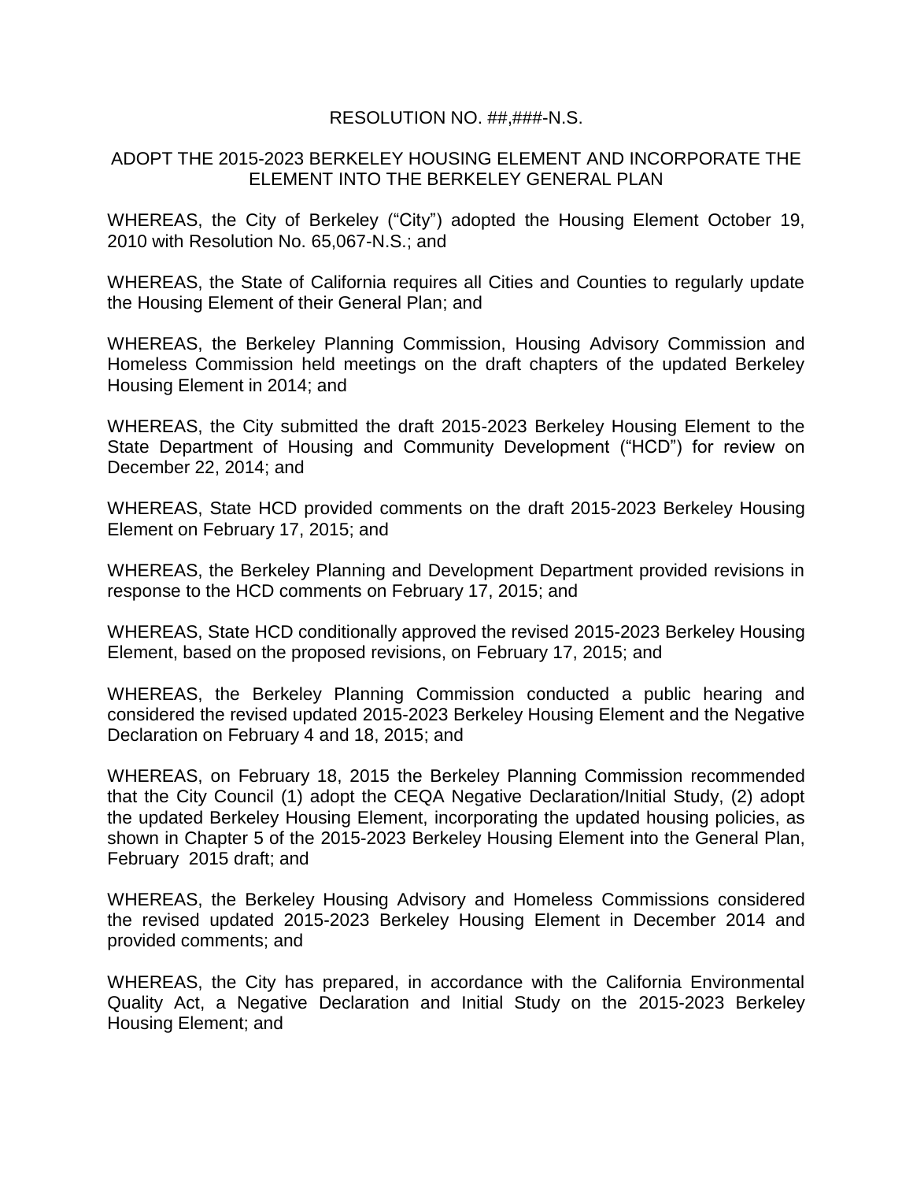RESOLUTION NO. ##,###-N.S.

ADOPT THE 2015-2023 BERKELEY HOUSING ELEMENT AND INCORPORATE THE ELEMENT INTO THE BERKELEY GENERAL PLAN

WHEREAS, the City of Berkeley ("City") adopted the Housing Element October 19, 2010 with Resolution No. 65,067-N.S.; and

WHEREAS, the State of California requires all Cities and Counties to regularly update the Housing Element of their General Plan; and

WHEREAS, the Berkeley Planning Commission, Housing Advisory Commission and Homeless Commission held meetings on the draft chapters of the updated Berkeley Housing Element in 2014; and

WHEREAS, the City submitted the draft 2015-2023 Berkeley Housing Element to the State Department of Housing and Community Development ("HCD") for review on December 22, 2014; and

WHEREAS, State HCD provided comments on the draft 2015-2023 Berkeley Housing Element on February 17, 2015; and

WHEREAS, the Berkeley Planning and Development Department provided revisions in response to the HCD comments on February 17, 2015; and

WHEREAS, State HCD conditionally approved the revised 2015-2023 Berkeley Housing Element, based on the proposed revisions, on February 17, 2015; and

WHEREAS, the Berkeley Planning Commission conducted a public hearing and considered the revised updated 2015-2023 Berkeley Housing Element and the Negative Declaration on February 4 and 18, 2015; and

WHEREAS, on February 18, 2015 the Berkeley Planning Commission recommended that the City Council (1) adopt the CEQA Negative Declaration/Initial Study, (2) adopt the updated Berkeley Housing Element, incorporating the updated housing policies, as shown in Chapter 5 of the 2015-2023 Berkeley Housing Element into the General Plan, February 2015 draft; and

WHEREAS, the Berkeley Housing Advisory and Homeless Commissions considered the revised updated 2015-2023 Berkeley Housing Element in December 2014 and provided comments; and

WHEREAS, the City has prepared, in accordance with the California Environmental Quality Act, a Negative Declaration and Initial Study on the 2015-2023 Berkeley Housing Element; and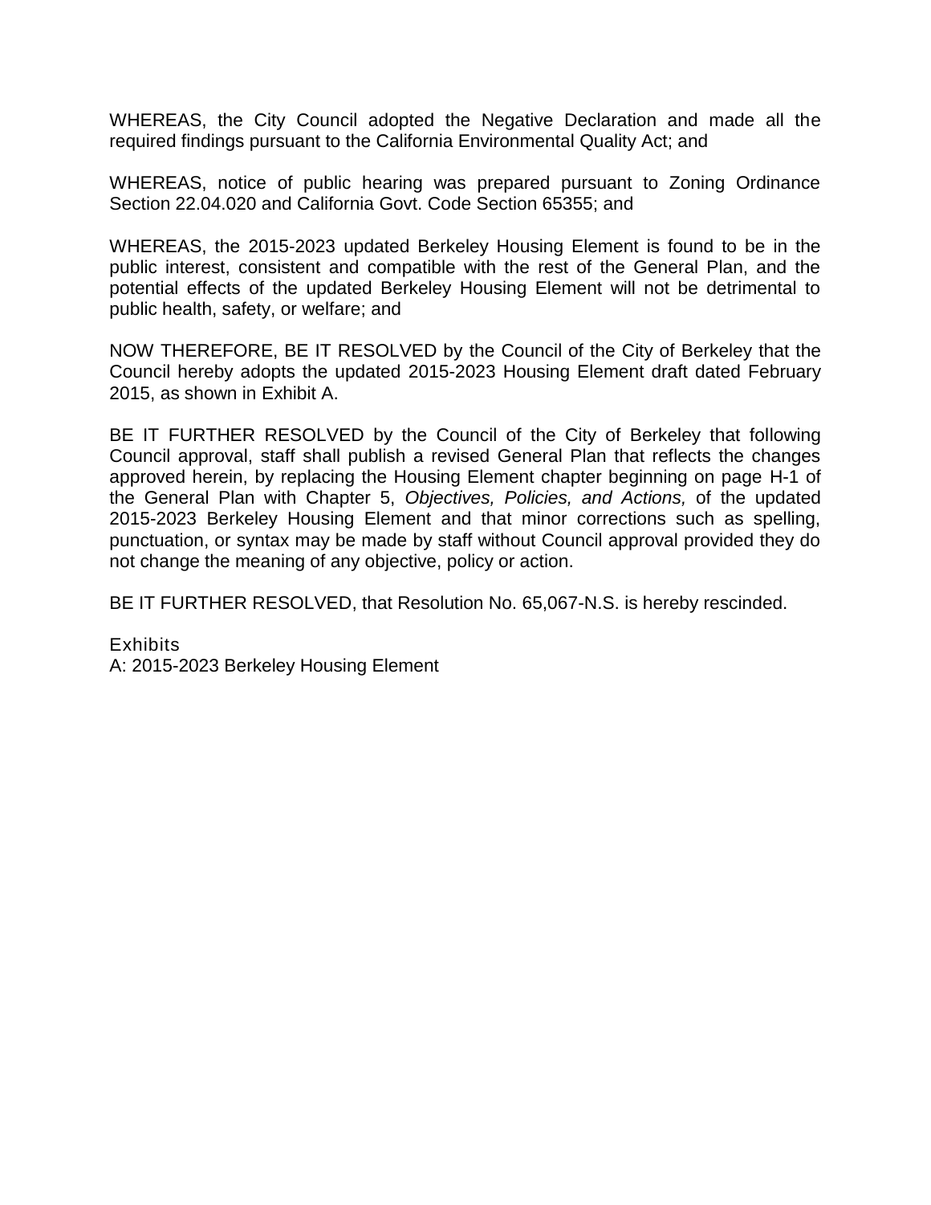WHEREAS, the City Council adopted the Negative Declaration and made all the required findings pursuant to the California Environmental Quality Act; and

WHEREAS, notice of public hearing was prepared pursuant to Zoning Ordinance Section 22.04.020 and California Govt. Code Section 65355; and

WHEREAS, the 2015-2023 updated Berkeley Housing Element is found to be in the public interest, consistent and compatible with the rest of the General Plan, and the potential effects of the updated Berkeley Housing Element will not be detrimental to public health, safety, or welfare; and

NOW THEREFORE, BE IT RESOLVED by the Council of the City of Berkeley that the Council hereby adopts the updated 2015-2023 Housing Element draft dated February 2015, as shown in Exhibit A.

BE IT FURTHER RESOLVED by the Council of the City of Berkeley that following Council approval, staff shall publish a revised General Plan that reflects the changes approved herein, by replacing the Housing Element chapter beginning on page H-1 of the General Plan with Chapter 5, *Objectives, Policies, and Actions,* of the updated 2015-2023 Berkeley Housing Element and that minor corrections such as spelling, punctuation, or syntax may be made by staff without Council approval provided they do not change the meaning of any objective, policy or action.

BE IT FURTHER RESOLVED, that Resolution No. 65,067-N.S. is hereby rescinded.

Exhibits
A: 2015-2023 Berkeley Housing Element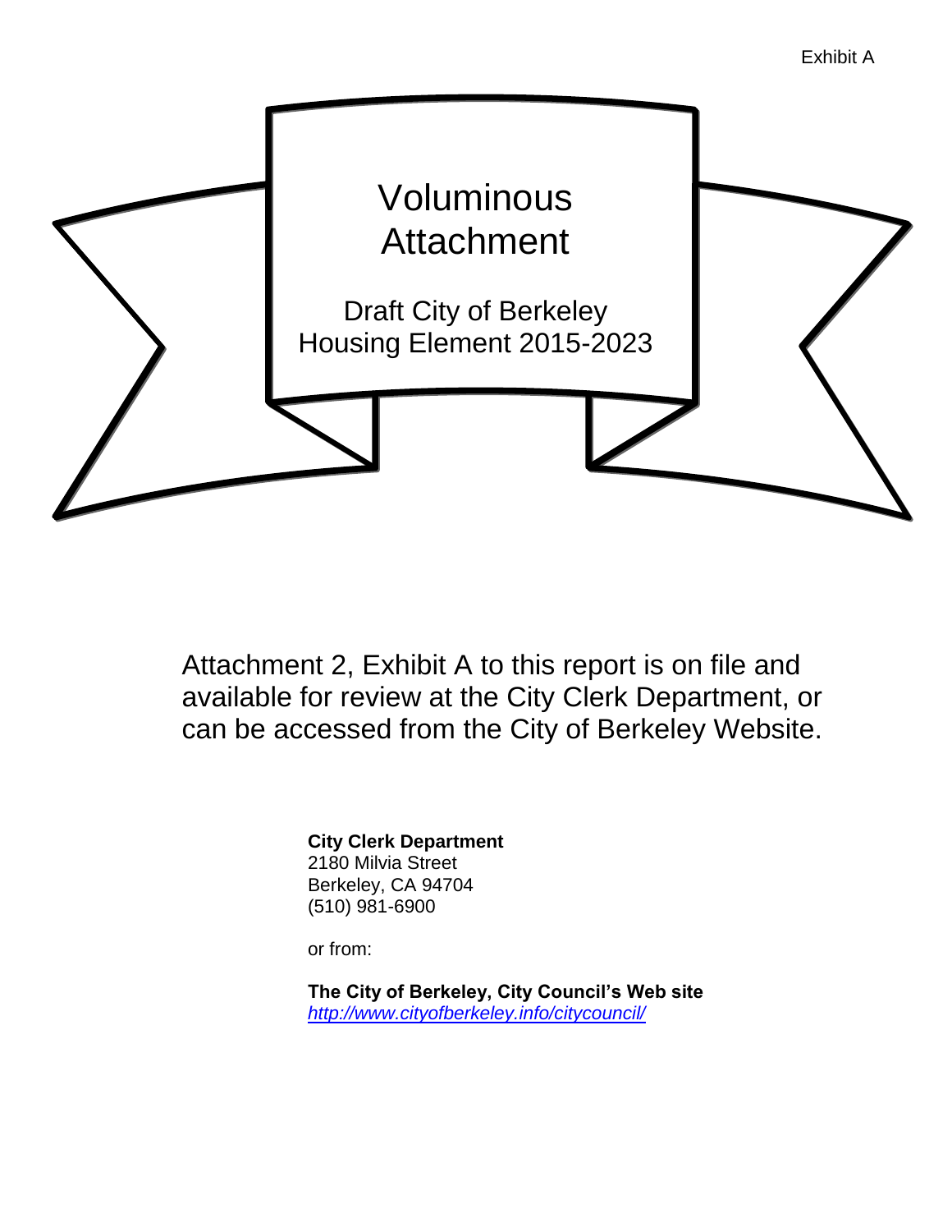Exhibit A

# Voluminous Attachment

## Draft City of Berkeley Housing Element 2015-2023

Attachment 2, Exhibit A to this report is on file and available for review at the City Clerk Department, or can be accessed from the City of Berkeley Website.

**City Clerk Department**
2180 Milvia Street
Berkeley, CA 94704
(510) 981-6900

or from:

**The City of Berkeley, City Council's Web site**
*http://www.cityofberkeley.info/citycouncil/*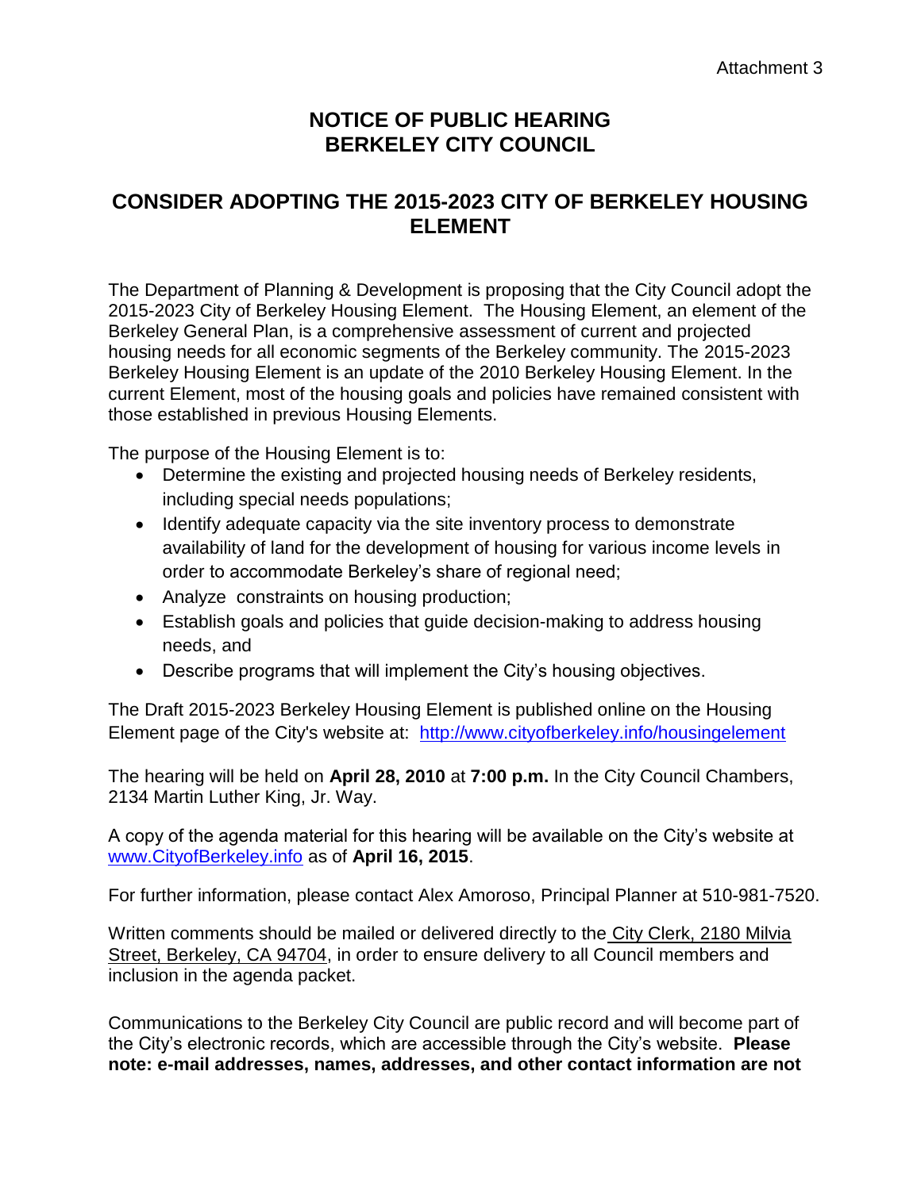Attachment 3

# NOTICE OF PUBLIC HEARING
# BERKELEY CITY COUNCIL

## CONSIDER ADOPTING THE 2015-2023 CITY OF BERKELEY HOUSING ELEMENT

The Department of Planning & Development is proposing that the City Council adopt the 2015-2023 City of Berkeley Housing Element. The Housing Element, an element of the Berkeley General Plan, is a comprehensive assessment of current and projected housing needs for all economic segments of the Berkeley community. The 2015-2023 Berkeley Housing Element is an update of the 2010 Berkeley Housing Element. In the current Element, most of the housing goals and policies have remained consistent with those established in previous Housing Elements.

The purpose of the Housing Element is to:

- Determine the existing and projected housing needs of Berkeley residents, including special needs populations;
- Identify adequate capacity via the site inventory process to demonstrate availability of land for the development of housing for various income levels in order to accommodate Berkeley's share of regional need;
- Analyze constraints on housing production;
- Establish goals and policies that guide decision-making to address housing needs, and
- Describe programs that will implement the City's housing objectives.

The Draft 2015-2023 Berkeley Housing Element is published online on the Housing Element page of the City's website at: http://www.cityofberkeley.info/housingelement

The hearing will be held on **April 28, 2010** at **7:00 p.m.** In the City Council Chambers, 2134 Martin Luther King, Jr. Way.

A copy of the agenda material for this hearing will be available on the City's website at www.CityofBerkeley.info as of **April 16, 2015**.

For further information, please contact Alex Amoroso, Principal Planner at 510-981-7520.

Written comments should be mailed or delivered directly to the City Clerk, 2180 Milvia Street, Berkeley, CA 94704, in order to ensure delivery to all Council members and inclusion in the agenda packet.

Communications to the Berkeley City Council are public record and will become part of the City's electronic records, which are accessible through the City's website. **Please note: e-mail addresses, names, addresses, and other contact information are not**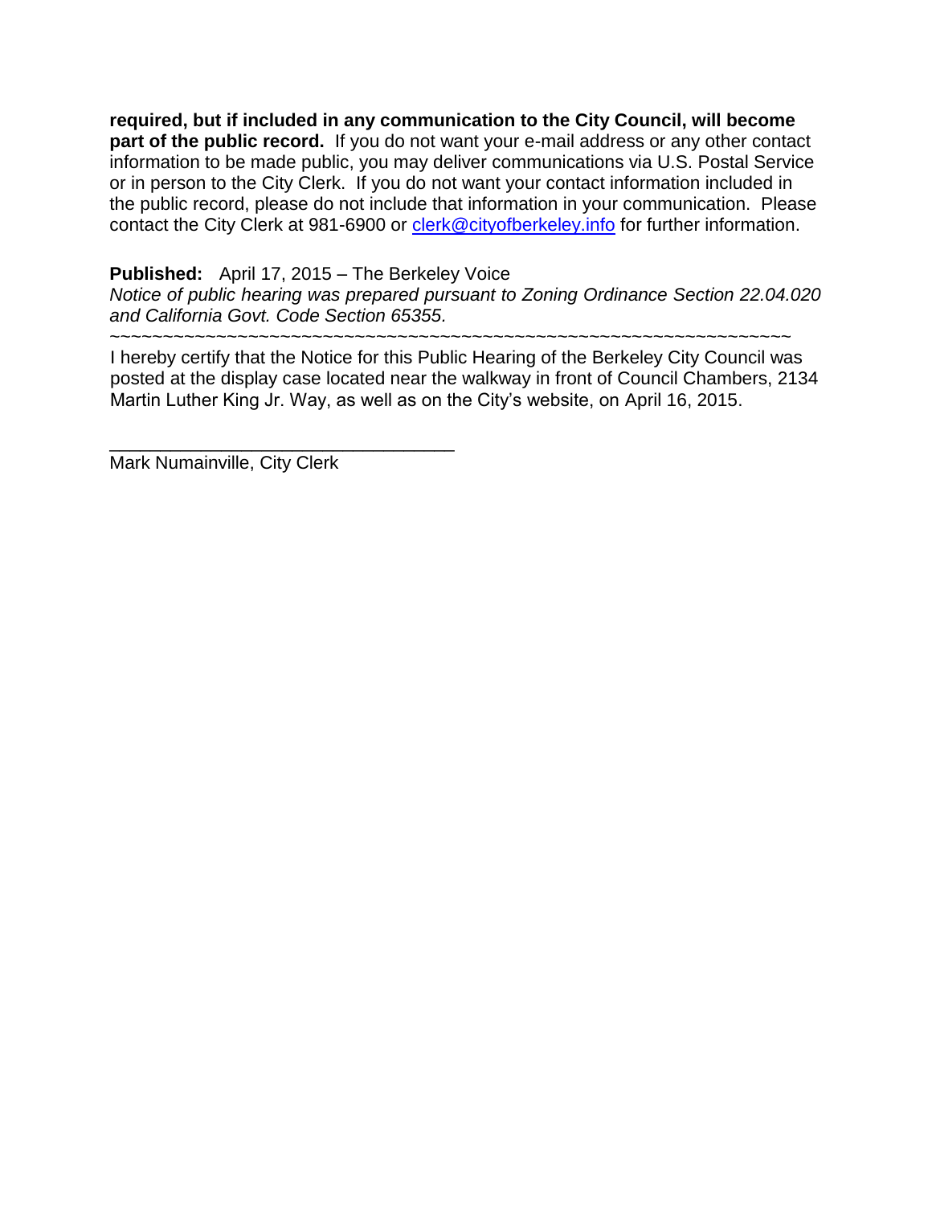**required, but if included in any communication to the City Council, will become part of the public record.** If you do not want your e-mail address or any other contact information to be made public, you may deliver communications via U.S. Postal Service or in person to the City Clerk. If you do not want your contact information included in the public record, please do not include that information in your communication. Please contact the City Clerk at 981-6900 or clerk@cityofberkeley.info for further information.

**Published:** April 17, 2015 – The Berkeley Voice
*Notice of public hearing was prepared pursuant to Zoning Ordinance Section 22.04.020 and California Govt. Code Section 65355.*

~~~~~~~~~~~~~~~~~~~~~~~~~~~~~~~~~~~~~~~~~~~~~~~~~~~~~~~~~~~~~~~~~~~

I hereby certify that the Notice for this Public Hearing of the Berkeley City Council was posted at the display case located near the walkway in front of Council Chambers, 2134 Martin Luther King Jr. Way, as well as on the City's website, on April 16, 2015.

_________________________________
Mark Numainville, City Clerk